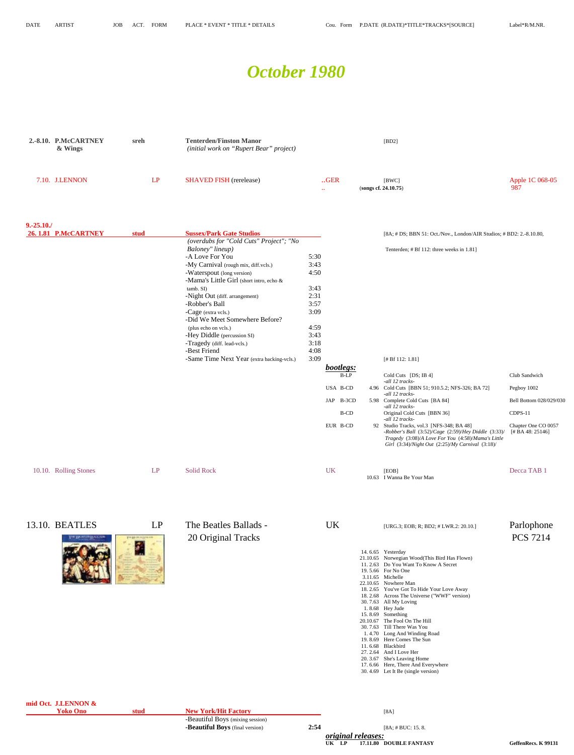| DATE | ARTIST | JOB | ACT. | FORM | PLACE * EVENT * TITLE * DETAILS | | Cou. | Form | P.DATE | (R.DATE)*TITLE*TRACKS*[SOURCE] | Label*R/M.NR. |
|---|---|---|---|---|---|---|---|---|---|---|---|

# October 1980

| DATE | ARTIST | JOB | ACT. | FORM | PLACE * EVENT * TITLE * DETAILS | | Cou. | Form | P.DATE | (R.DATE)*TITLE*TRACKS*[SOURCE] | Label*R/M.NR. |
|---|---|---|---|---|---|---|---|---|---|---|---|
| **2.-8.10.** | **P.McCARTNEY & Wings** | **sreh** | | | **Tenterden/Finston Manor** *(initial work on "Rupert Bear" project)* | | | | | [BD2] | |
| 7.10. | J.LENNON | | | LP | SHAVED FISH (rerelease) | | ..GER .. | | | [BWC] **(songs cf. 24.10.75)** | Apple 1C 068-05 987 |
| **9.-25.10./ 26. 1.81** | **P.McCARTNEY** | **stud** | | | **Sussex/Park Gate Studios** *(overdubs for "Cold Cuts" Project"; "No Baloney" lineup)* | | | | | [8A; # DS; BBN 51: Oct./Nov., London/AIR Studios; # BD2: 2.-8.10.80, Tenterden; # Bf 112: three weeks in 1.81] | |
| | | | | | -A Love For You | 5:30 | | | | | |
| | | | | | -My Carnival (rough mix, diff.vcls.) | 3:43 | | | | | |
| | | | | | -Waterspout (long version) | 4:50 | | | | | |
| | | | | | -Mama's Little Girl (short intro, echo & tamb. SI) | 3:43 | | | | | |
| | | | | | -Night Out (diff. arrangement) | 2:31 | | | | | |
| | | | | | -Robber's Ball | 3:57 | | | | | |
| | | | | | -Cage (extra vcls.) | 3:09 | | | | | |
| | | | | | -Did We Meet Somewhere Before? (plus echo on vcls.) | 4:59 | | | | | |
| | | | | | -Hey Diddle (percussion SI) | 3:43 | | | | | |
| | | | | | -Tragedy (diff. lead-vcls.) | 3:18 | | | | | |
| | | | | | -Best Friend | 4:08 | | | | | |
| | | | | | -Same Time Next Year (extra backing-vcls.) | 3:09 | | | | [# Bf 112: 1.81] | |
| | | | | | | | ***bootlegs:*** | | | | |
| | | | | | | | | B-LP | | Cold Cuts [DS; IB 4] *-all 12 tracks-* | Club Sandwich |
| | | | | | | | USA | B-CD | 4.96 | Cold Cuts [BBN 51; 910.5.2; NFS-326; BA 72] *-all 12 tracks-* | Pegboy 1002 |
| | | | | | | | JAP | B-3CD | 5.98 | Complete Cold Cuts [BA 84] *-all 12 tracks-* | Bell Bottom 028/029/030 |
| | | | | | | | | B-CD | | Original Cold Cuts [BBN 36] *-all 12 tracks-* | CDPS-11 |
| | | | | | | | EUR | B-CD | 92 | Studio Tracks, vol.3 [NFS-348; BA 48] *-Robber's Ball (3:52)/Cage (2:59)/Hey Diddle (3:33)/ Tragedy (3:08)/A Love For You (4:58)/Mama's Little Girl (3:34)/Night Out (2:25)/My Carnival (3:18)/* | Chapter One CO 0057 [# BA 48: 25146] |
| 10.10. | Rolling Stones | | | LP | Solid Rock | | UK | | | [EOB] | Decca TAB 1 |
| | | | | | | | | | 10.63 | I Wanna Be Your Man | |
| 13.10. | BEATLES | | | LP | The Beatles Ballads - 20 Original Tracks | | UK | | | [URG.3; EOB; R; BD2; # LWR.2: 20.10.] | Parlophone PCS 7214 |
| | | | | | | | | | 14. 6.65 | Yesterday | |
| | | | | | | | | | 21.10.65 | Norwegian Wood(This Bird Has Flown) | |
| | | | | | | | | | 11. 2.63 | Do You Want To Know A Secret | |
| | | | | | | | | | 19. 5.66 | For No One | |
| | | | | | | | | | 3.11.65 | Michelle | |
| | | | | | | | | | 22.10.65 | Nowhere Man | |
| | | | | | | | | | 18. 2.65 | You've Got To Hide Your Love Away | |
| | | | | | | | | | 18. 2.68 | Across The Universe ("WWF" version) | |
| | | | | | | | | | 30. 7.63 | All My Loving | |
| | | | | | | | | | 1. 8.68 | Hey Jude | |
| | | | | | | | | | 15. 8.69 | Something | |
| | | | | | | | | | 20.10.67 | The Fool On The Hill | |
| | | | | | | | | | 30. 7.63 | Till There Was You | |
| | | | | | | | | | 1. 4.70 | Long And Winding Road | |
| | | | | | | | | | 19. 8.69 | Here Comes The Sun | |
| | | | | | | | | | 11. 6.68 | Blackbird | |
| | | | | | | | | | 27. 2.64 | And I Love Her | |
| | | | | | | | | | 20. 3.67 | She's Leaving Home | |
| | | | | | | | | | 17. 6.66 | Here, There And Everywhere | |
| | | | | | | | | | 30. 4.69 | Let It Be (single version) | |
| **mid Oct.** | **J.LENNON & Yoko Ono** | **stud** | | | **New York/Hit Factory** | | | | | [8A] | |
| | | | | | -Beautiful Boys (mixing session) | | | | | | |
| | | | | | **-Beautiful Boys** (final version) | **2:54** | | | | [8A; # BUC: 15. 8. | |
| | | | | | | | ***original releases:*** | | | | |
| | | | | | | | **UK** | **LP** | **17.11.80** | **DOUBLE FANTASY** | **GeffenRecs. K 99131** |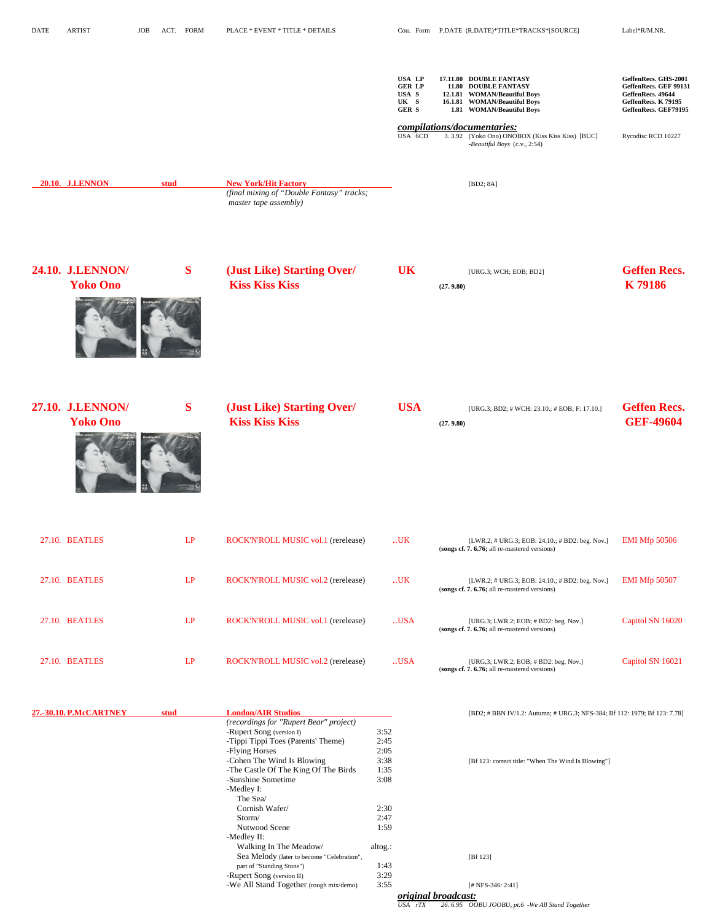| DATE | ARTIST | JOB | ACT. | FORM | PLACE * EVENT * TITLE * DETAILS | Cou. | Form | P.DATE (R.DATE)*TITLE*TRACKS*[SOURCE] | Label*R/M.NR. |
|---|---|---|---|---|---|---|---|---|---|
| | | | | | | USA | LP | 17.11.80 DOUBLE FANTASY | GeffenRecs. GHS-2001 |
| | | | | | | GER | LP | 11.80 DOUBLE FANTASY | GeffenRecs. GEF 99131 |
| | | | | | | USA | S | 12.1.81 WOMAN/Beautiful Boys | GeffenRecs. 49644 |
| | | | | | | UK | S | 16.1.81 WOMAN/Beautiful Boys | GeffenRecs. K 79195 |
| | | | | | | GER | S | 1.81 WOMAN/Beautiful Boys | GeffenRecs. GEF79195 |
| | | | | | | ***compilations/documentaries:*** | | | |
| | | | | | | USA | 6CD | 3. 3.92 (Yoko Ono) ONOBOX (Kiss Kiss Kiss) [BUC] -*Beautiful Boys* (c.v., 2:54) | Rycodisc RCD 10227 |
| **20.10.** | **J.LENNON** | **stud** | | | **New York/Hit Factory** *(final mixing of "Double Fantasy" tracks; master tape assembly)* | | | [BD2; 8A] | |
| **24.10.** | **J.LENNON/ Yoko Ono** | | | **S** | **(Just Like) Starting Over/ Kiss Kiss Kiss** | **UK** | | [URG.3; WCH; EOB; BD2] **(27. 9.80)** | **Geffen Recs. K 79186** |
| **27.10.** | **J.LENNON/ Yoko Ono** | | | **S** | **(Just Like) Starting Over/ Kiss Kiss Kiss** | **USA** | | [URG.3; BD2; # WCH: 23.10.; # EOB; F: 17.10.] **(27. 9.80)** | **Geffen Recs. GEF-49604** |
| 27.10. | BEATLES | | | LP | ROCK'N'ROLL MUSIC vol.1 (rerelease) | ..UK | | [LWR.2; # URG.3; EOB: 24.10.; # BD2: beg. Nov.] (**songs cf. 7. 6.76;** all re-mastered versions) | EMI Mfp 50506 |
| 27.10. | BEATLES | | | LP | ROCK'N'ROLL MUSIC vol.2 (rerelease) | ..UK | | [LWR.2; # URG.3; EOB: 24.10.; # BD2: beg. Nov.] (**songs cf. 7. 6.76;** all re-mastered versions) | EMI Mfp 50507 |
| 27.10. | BEATLES | | | LP | ROCK'N'ROLL MUSIC vol.1 (rerelease) | ..USA | | [URG.3; LWR.2; EOB; # BD2: beg. Nov.] (**songs cf. 7. 6.76;** all re-mastered versions) | Capitol SN 16020 |
| 27.10. | BEATLES | | | LP | ROCK'N'ROLL MUSIC vol.2 (rerelease) | ..USA | | [URG.3; LWR.2; EOB; # BD2: beg. Nov.] (**songs cf. 7. 6.76;** all re-mastered versions) | Capitol SN 16021 |
| **27.-30.10.** | **P.McCARTNEY** | **stud** | | | **London/AIR Studios** *(recordings for "Rupert Bear" project)* | | | [BD2; # BBN IV/1.2: Autumn; # URG.3; NFS-384; Bf 112: 1979; Bf 123: 7.78] | |
| | | | | | -Rupert Song (version I) 3:52 | | | | |
| | | | | | -Tippi Tippi Toes (Parents' Theme) 2:45 | | | | |
| | | | | | -Flying Horses 2:05 | | | | |
| | | | | | -Cohen The Wind Is Blowing 3:38 | | | [Bf 123: correct title: "When The Wind Is Blowing"] | |
| | | | | | -The Castle Of The King Of The Birds 1:35 | | | | |
| | | | | | -Sunshine Sometime 3:08 | | | | |
| | | | | | -Medley I: The Sea/ | | | | |
| | | | | | Cornish Wafer/ 2:30 | | | | |
| | | | | | Storm/ 2:47 | | | | |
| | | | | | Nutwood Scene 1:59 | | | | |
| | | | | | -Medley II: Walking In The Meadow/ altog.: | | | | |
| | | | | | Sea Melody (later to become "Celebration", part of "Standing Stone") 1:43 | | | [Bf 123] | |
| | | | | | -Rupert Song (version II) 3:29 | | | | |
| | | | | | -We All Stand Together (rough mix/demo) 3:55 | | | [# NFS-346: 2:41] | |
| | | | | | | ***original broadcast:*** | | | |
| | | | | | | *USA* | *rTX* | *26. 6.95 OOBU JOOBU, pt.6 -We All Stand Together* | |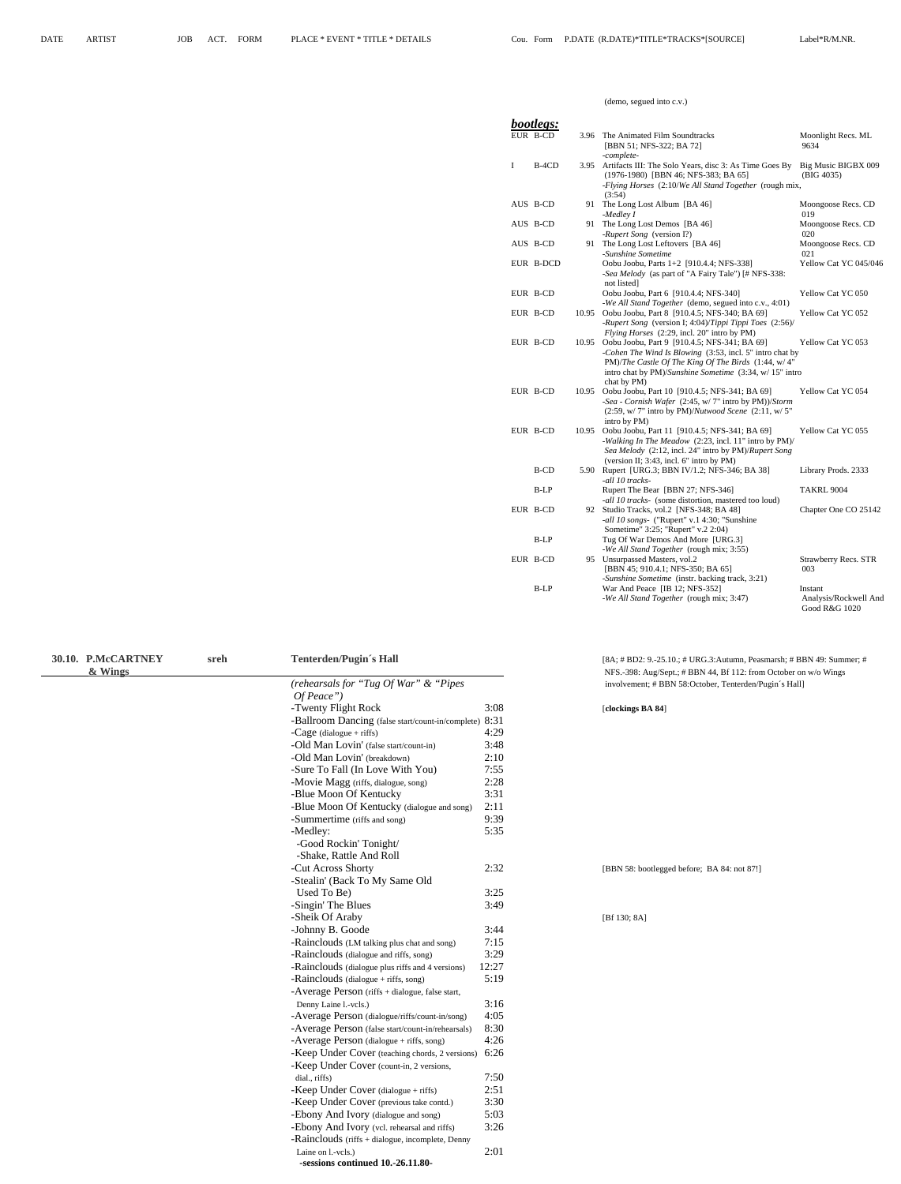| DATE | ARTIST | JOB | ACT. | FORM | PLACE * EVENT * TITLE * DETAILS | Cou. | Form | P.DATE | (R.DATE)*TITLE*TRACKS*[SOURCE] | Label*R/M.NR. |
|---|---|---|---|---|---|---|---|---|---|---|

(demo, segued into c.v.)

***bootlegs:***

| Cou. | Form | P.DATE | (R.DATE)*TITLE*TRACKS*[SOURCE] | Label*R/M.NR. |
|---|---|---|---|---|
| EUR | B-CD | 3.96 | The Animated Film Soundtracks [BBN 51; NFS-322; BA 72] -complete- | Moonlight Recs. ML 9634 |
| I | B-4CD | 3.95 | Artifacts III: The Solo Years, disc 3: As Time Goes By (1976-1980) [BBN 46; NFS-383; BA 65] -*Flying Horses* (2:10/*We All Stand Together* (rough mix, (3:54) | Big Music BIGBX 009 (BIG 4035) |
| AUS | B-CD | 91 | The Long Lost Album [BA 46] -*Medley I* | Moongoose Recs. CD 019 |
| AUS | B-CD | 91 | The Long Lost Demos [BA 46] -*Rupert Song* (version I?) | Moongoose Recs. CD 020 |
| AUS | B-CD | 91 | The Long Lost Leftovers [BA 46] -*Sunshine Sometime* | Moongoose Recs. CD 021 |
| EUR | B-DCD | | Oobu Joobu, Parts 1+2 [910.4.4; NFS-338] -*Sea Melody* (as part of "A Fairy Tale") [# NFS-338: not listed] | Yellow Cat YC 045/046 |
| EUR | B-CD | | Oobu Joobu, Part 6 [910.4.4; NFS-340] -*We All Stand Together* (demo, segued into c.v., 4:01) | Yellow Cat YC 050 |
| EUR | B-CD | 10.95 | Oobu Joobu, Part 8 [910.4.5; NFS-340; BA 69] -*Rupert Song* (version I; 4:04)/*Tippi Tippi Toes* (2:56)/ *Flying Horses* (2:29, incl. 20" intro by PM) | Yellow Cat YC 052 |
| EUR | B-CD | 10.95 | Oobu Joobu, Part 9 [910.4.5; NFS-341; BA 69] -*Cohen The Wind Is Blowing* (3:53, incl. 5" intro chat by PM)/*The Castle Of The King Of The Birds* (1:44, w/ 4" intro chat by PM)/*Sunshine Sometime* (3:34, w/ 15" intro chat by PM) | Yellow Cat YC 053 |
| EUR | B-CD | 10.95 | Oobu Joobu, Part 10 [910.4.5; NFS-341; BA 69] -*Sea - Cornish Wafer* (2:45, w/ 7" intro by PM))/*Storm* (2:59, w/ 7" intro by PM)/*Nutwood Scene* (2:11, w/ 5" intro by PM) | Yellow Cat YC 054 |
| EUR | B-CD | 10.95 | Oobu Joobu, Part 11 [910.4.5; NFS-341; BA 69] -*Walking In The Meadow* (2:23, incl. 11" intro by PM)/ *Sea Melody* (2:12, incl. 24" intro by PM)/*Rupert Song* (version II; 3:43, incl. 6" intro by PM) | Yellow Cat YC 055 |
| | B-CD | 5.90 | Rupert [URG.3; BBN IV/1.2; NFS-346; BA 38] -*all 10 tracks*- | Library Prods. 2333 |
| | B-LP | | Rupert The Bear [BBN 27; NFS-346] -*all 10 tracks*- (some distortion, mastered too loud) | TAKRL 9004 |
| EUR | B-CD | 92 | Studio Tracks, vol.2 [NFS-348; BA 48] -*all 10 songs*- ("Rupert" v.1 4:30; "Sunshine Sometime" 3:25; "Rupert" v.2 2:04) | Chapter One CO 25142 |
| | B-LP | | Tug Of War Demos And More [URG.3] -*We All Stand Together* (rough mix; 3:55) | Strawberry Recs. STR |
| EUR | B-CD | 95 | Unsurpassed Masters, vol.2 [BBN 45; 910.4.1; NFS-350; BA 65] -*Sunshine Sometime* (instr. backing track, 3:21) | Strawberry Recs. STR 003 |
| | B-LP | | War And Peace [IB 12; NFS-352] -*We All Stand Together* (rough mix; 3:47) | Instant Analysis/Rockwell And Good R&G 1020 |

**30.10. P.McCARTNEY & Wings** — sreh — **Tenterden/Pugin´s Hall**

[8A; # BD2: 9.-25.10.; # URG.3:Autumn, Peasmarsh; # BBN 49: Summer; # NFS.-398: Aug/Sept.; # BBN 44, Bf 112: from October on w/o Wings involvement; # BBN 58:October, Tenterden/Pugin´s Hall]

*(rehearsals for "Tug Of War" & "Pipes Of Peace")*

[**clockings BA 84**]

| Title | Time | Notes |
|---|---|---|
| -Twenty Flight Rock | 3:08 | |
| -Ballroom Dancing (false start/count-in/complete) | 8:31 | |
| -Cage (dialogue + riffs) | 4:29 | |
| -Old Man Lovin' (false start/count-in) | 3:48 | |
| -Old Man Lovin' (breakdown) | 2:10 | |
| -Sure To Fall (In Love With You) | 7:55 | |
| -Movie Magg (riffs, dialogue, song) | 2:28 | |
| -Blue Moon Of Kentucky | 3:31 | |
| -Blue Moon Of Kentucky (dialogue and song) | 2:11 | |
| -Summertime (riffs and song) | 9:39 | |
| -Medley: -Good Rockin' Tonight/ -Shake, Rattle And Roll | 5:35 | |
| -Cut Across Shorty | 2:32 | [BBN 58: bootlegged before; BA 84: not 87!] |
| -Stealin' (Back To My Same Old Used To Be) | 3:25 | |
| -Singin' The Blues | 3:49 | |
| -Sheik Of Araby | | [Bf 130; 8A] |
| -Johnny B. Goode | 3:44 | |
| -Rainclouds (LM talking plus chat and song) | 7:15 | |
| -Rainclouds (dialogue and riffs, song) | 3:29 | |
| -Rainclouds (dialogue plus riffs and 4 versions) | 12:27 | |
| -Rainclouds (dialogue + riffs, song) | 5:19 | |
| -Average Person (riffs + dialogue, false start, Denny Laine l.-vcls.) | 3:16 | |
| -Average Person (dialogue/riffs/count-in/song) | 4:05 | |
| -Average Person (false start/count-in/rehearsals) | 8:30 | |
| -Average Person (dialogue + riffs, song) | 4:26 | |
| -Keep Under Cover (teaching chords, 2 versions) | 6:26 | |
| -Keep Under Cover (count-in, 2 versions, dial., riffs) | 7:50 | |
| -Keep Under Cover (dialogue + riffs) | 2:51 | |
| -Keep Under Cover (previous take contd.) | 3:30 | |
| -Ebony And Ivory (dialogue and song) | 5:03 | |
| -Ebony And Ivory (vcl. rehearsal and riffs) | 3:26 | |
| -Rainclouds (riffs + dialogue, incomplete, Denny Laine on l.-vcls.) | 2:01 | |

**-sessions continued 10.-26.11.80-**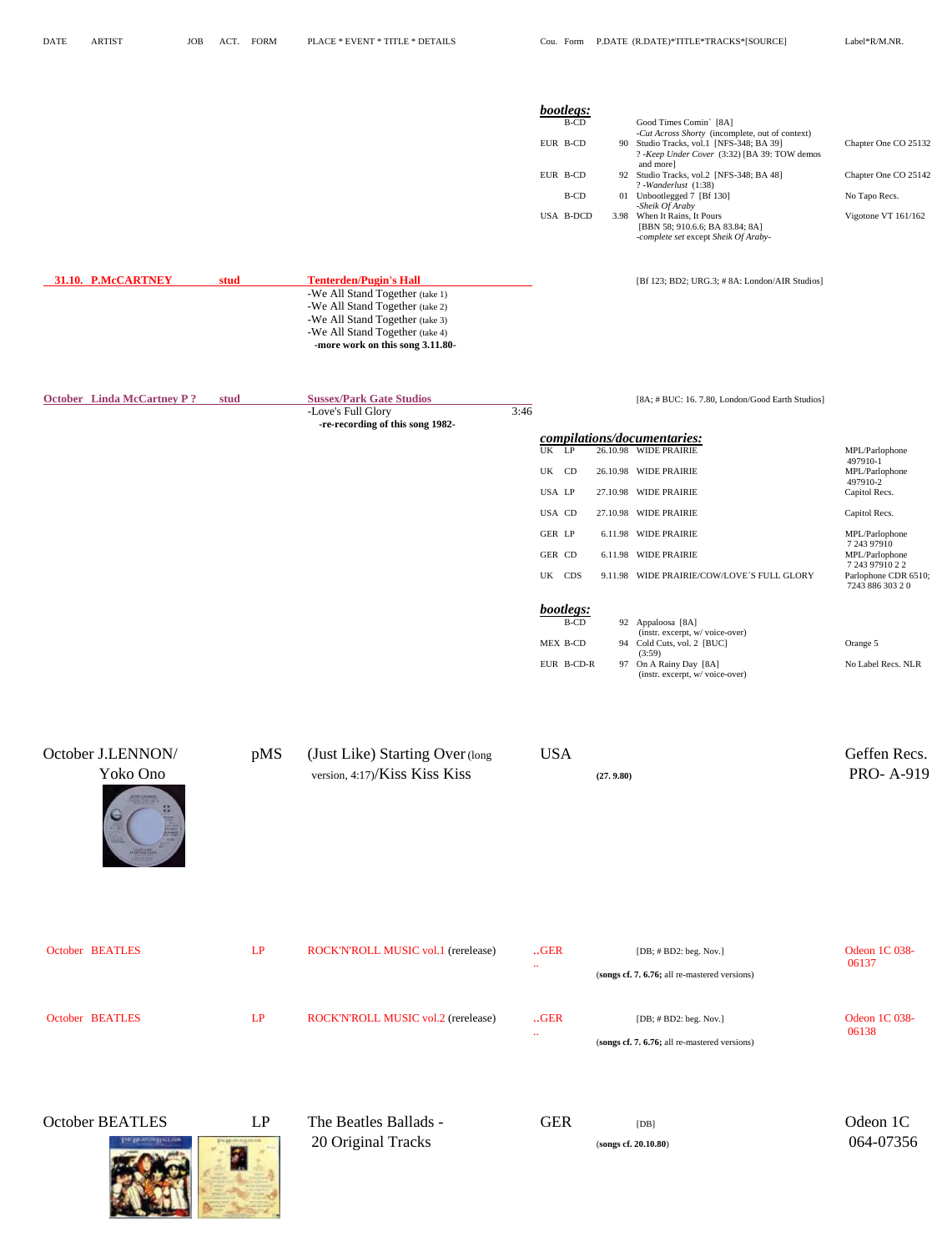| DATE | ARTIST | JOB | ACT. | FORM | PLACE * EVENT * TITLE * DETAILS | Cou. | Form | P.DATE | (R.DATE)*TITLE*TRACKS*[SOURCE] | Label*R/M.NR. |
|---|---|---|---|---|---|---|---|---|---|---|

***bootlegs:***

| Cou. | Form | P.DATE | TITLE*TRACKS*[SOURCE] | Label*R/M.NR. |
|---|---|---|---|---|
| | B-CD | | Good Times Comin´ [8A] -*Cut Across Shorty* (incomplete, out of context) | |
| EUR | B-CD | 90 | Studio Tracks, vol.1 [NFS-348; BA 39] ? -*Keep Under Cover* (3:32) [BA 39: TOW demos and more] | Chapter One CO 25132 |
| EUR | B-CD | 92 | Studio Tracks, vol.2 [NFS-348; BA 48] ? -*Wanderlust* (1:38) | Chapter One CO 25142 |
| | B-CD | 01 | Unbootlegged 7 [Bf 130] -*Sheik Of Araby* | No Tapo Recs. |
| USA | B-DCD | 3.98 | When It Rains, It Pours [BBN 58; 910.6.6; BA 83.84; 8A] -*complete set* except *Sheik Of Araby*- | Vigotone VT 161/162 |

**31.10. P.McCARTNEY** — stud — **Tenterden/Pugin's Hall** — [Bf 123; BD2; URG.3; # 8A: London/AIR Studios]

-We All Stand Together (take 1)
-We All Stand Together (take 2)
-We All Stand Together (take 3)
-We All Stand Together (take 4)
**-more work on this song 3.11.80-**

**October Linda McCartney P ?** — stud — **Sussex/Park Gate Studios** — [8A; # BUC: 16. 7.80, London/Good Earth Studios]

-Love's Full Glory 3:46
**-re-recording of this song 1982-**

***compilations/documentaries:***

| Cou. | Form | P.DATE | TITLE | Label*R/M.NR. |
|---|---|---|---|---|
| UK | LP | 26.10.98 | WIDE PRAIRIE | MPL/Parlophone 497910-1 |
| UK | CD | 26.10.98 | WIDE PRAIRIE | MPL/Parlophone 497910-2 |
| USA | LP | 27.10.98 | WIDE PRAIRIE | Capitol Recs. |
| USA | CD | 27.10.98 | WIDE PRAIRIE | Capitol Recs. |
| GER | LP | 6.11.98 | WIDE PRAIRIE | MPL/Parlophone 7 243 97910 |
| GER | CD | 6.11.98 | WIDE PRAIRIE | MPL/Parlophone 7 243 97910 2 2 |
| UK | CDS | 9.11.98 | WIDE PRAIRIE/COW/LOVE´S FULL GLORY | Parlophone CDR 6510; 7243 886 303 2 0 |

***bootlegs:***

| Cou. | Form | P.DATE | TITLE*TRACKS*[SOURCE] | Label*R/M.NR. |
|---|---|---|---|---|
| | B-CD | 92 | Appaloosa [8A] (instr. excerpt, w/ voice-over) | |
| MEX | B-CD | 94 | Cold Cuts, vol. 2 [BUC] (3:59) | Orange 5 |
| EUR | B-CD-R | 97 | On A Rainy Day [8A] (instr. excerpt, w/ voice-over) | No Label Recs. NLR |

October J.LENNON/ Yoko Ono — pMS — (Just Like) Starting Over (long version, 4:17)/Kiss Kiss Kiss — USA — **(27. 9.80)** — Geffen Recs. PRO- A-919

October BEATLES — LP — ROCK'N'ROLL MUSIC vol.1 (rerelease) — ..GER.. — [DB; # BD2: beg. Nov.] **(songs cf. 7. 6.76;** all re-mastered versions) — Odeon 1C 038-06137

October BEATLES — LP — ROCK'N'ROLL MUSIC vol.2 (rerelease) — ..GER.. — [DB; # BD2: beg. Nov.] **(songs cf. 7. 6.76;** all re-mastered versions) — Odeon 1C 038-06138

October BEATLES — LP — The Beatles Ballads - 20 Original Tracks — GER — [DB] **(songs cf. 20.10.80)** — Odeon 1C 064-07356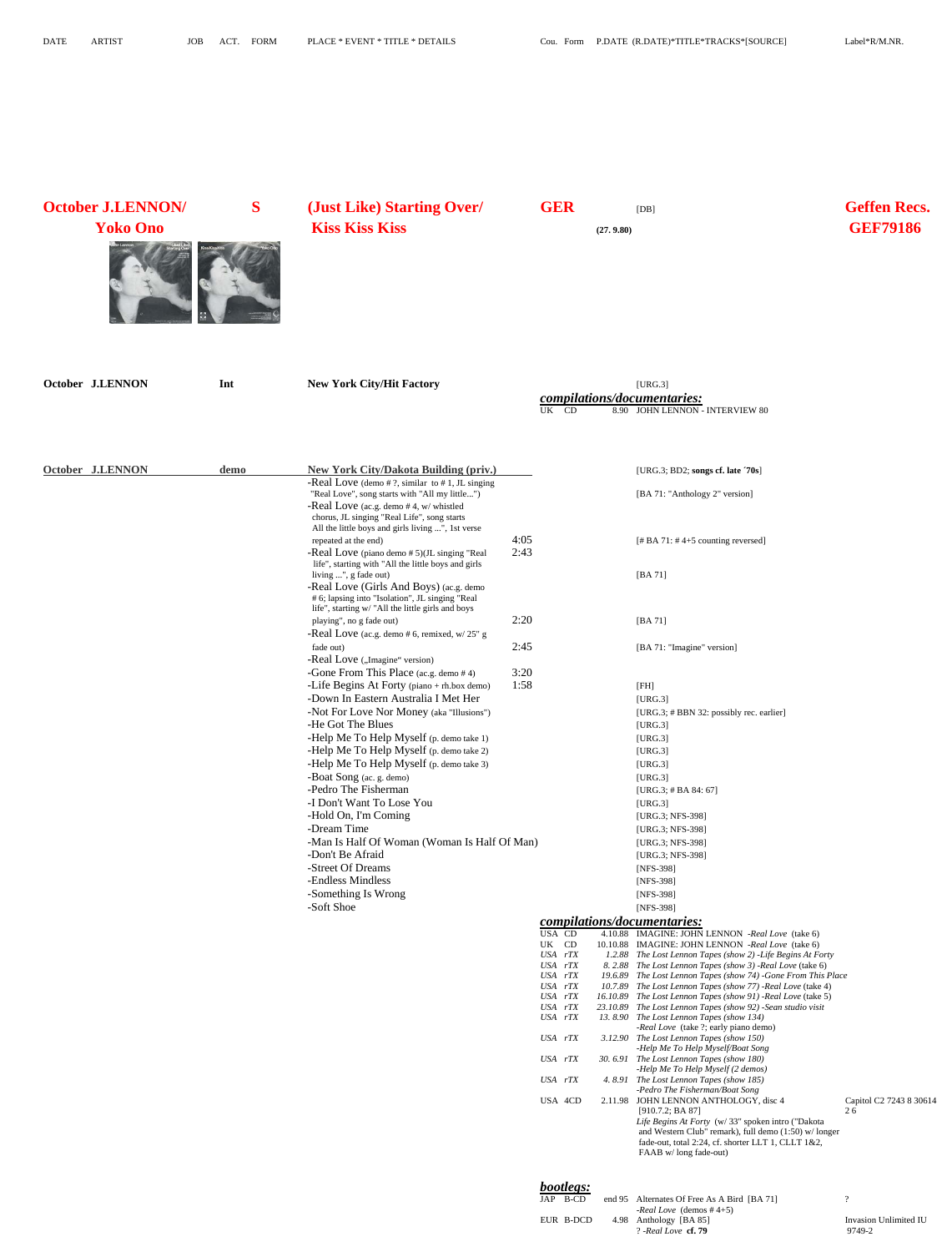| DATE | ARTIST | JOB | ACT. | FORM | PLACE * EVENT * TITLE * DETAILS | | Cou. | Form | P.DATE (R.DATE)*TITLE*TRACKS*[SOURCE] | Label*R/M.NR. |
|---|---|---|---|---|---|---|---|---|---|---|
| **October** | **J.LENNON/ Yoko Ono** | | | **S** | **(Just Like) Starting Over/ Kiss Kiss Kiss** | | **GER** | | [DB] **(27. 9.80)** | **Geffen Recs. GEF79186** |
| **October** | **J.LENNON** | **Int** | | | **New York City/Hit Factory** | | | | [URG.3] | |
| | | | | | | | | | ***compilations/documentaries:*** | |
| | | | | | | | UK | CD | 8.90 JOHN LENNON - INTERVIEW 80 | |
| **October** | **J.LENNON** | **demo** | | | **New York City/Dakota Building (priv.)** | | | | [URG.3; BD2; **songs cf. late ´70s**] | |
| | | | | | -Real Love (demo # ?, similar to # 1, JL singing "Real Love", song starts with "All my little...") | | | | [BA 71: "Anthology 2" version] | |
| | | | | | -Real Love (ac.g. demo # 4, w/ whistled chorus, JL singing "Real Life", song starts All the little boys and girls living ...", 1st verse repeated at the end) | 4:05 | | | [# BA 71: # 4+5 counting reversed] | |
| | | | | | -Real Love (piano demo # 5)(JL singing "Real life", starting with "All the little boys and girls living ...", g fade out) | 2:43 | | | [BA 71] | |
| | | | | | -Real Love (Girls And Boys) (ac.g. demo # 6; lapsing into "Isolation", JL singing "Real life", starting w/ "All the little girls and boys playing", no g fade out) | 2:20 | | | [BA 71] | |
| | | | | | -Real Love (ac.g. demo # 6, remixed, w/ 25" g fade out) | 2:45 | | | [BA 71: "Imagine" version] | |
| | | | | | -Real Love („Imagine" version) | | | | | |
| | | | | | -Gone From This Place (ac.g. demo # 4) | 3:20 | | | | |
| | | | | | -Life Begins At Forty (piano + rh.box demo) | 1:58 | | | [FH] | |
| | | | | | -Down In Eastern Australia I Met Her | | | | [URG.3] | |
| | | | | | -Not For Love Nor Money (aka "Illusions") | | | | [URG.3; # BBN 32: possibly rec. earlier] | |
| | | | | | -He Got The Blues | | | | [URG.3] | |
| | | | | | -Help Me To Help Myself (p. demo take 1) | | | | [URG.3] | |
| | | | | | -Help Me To Help Myself (p. demo take 2) | | | | [URG.3] | |
| | | | | | -Help Me To Help Myself (p. demo take 3) | | | | [URG.3] | |
| | | | | | -Boat Song (ac. g. demo) | | | | [URG.3] | |
| | | | | | -Pedro The Fisherman | | | | [URG.3; # BA 84: 67] | |
| | | | | | -I Don't Want To Lose You | | | | [URG.3] | |
| | | | | | -Hold On, I'm Coming | | | | [URG.3; NFS-398] | |
| | | | | | -Dream Time | | | | [URG.3; NFS-398] | |
| | | | | | -Man Is Half Of Woman (Woman Is Half Of Man) | | | | [URG.3; NFS-398] | |
| | | | | | -Don't Be Afraid | | | | [URG.3; NFS-398] | |
| | | | | | -Street Of Dreams | | | | [NFS-398] | |
| | | | | | -Endless Mindless | | | | [NFS-398] | |
| | | | | | -Something Is Wrong | | | | [NFS-398] | |
| | | | | | -Soft Shoe | | | | [NFS-398] | |
| | | | | | | | | | ***compilations/documentaries:*** | |
| | | | | | | | USA | CD | 4.10.88 IMAGINE: JOHN LENNON *-Real Love* (take 6) | |
| | | | | | | | UK | CD | 10.10.88 IMAGINE: JOHN LENNON *-Real Love* (take 6) | |
| | | | | | | | *USA* | *rTX* | *1.2.88 The Lost Lennon Tapes (show 2) -Life Begins At Forty* | |
| | | | | | | | *USA* | *rTX* | *8. 2.88 The Lost Lennon Tapes (show 3) -Real Love (take 6)* | |
| | | | | | | | *USA* | *rTX* | *19.6.89 The Lost Lennon Tapes (show 74) -Gone From This Place* | |
| | | | | | | | *USA* | *rTX* | *10.7.89 The Lost Lennon Tapes (show 77) -Real Love (take 4)* | |
| | | | | | | | *USA* | *rTX* | *16.10.89 The Lost Lennon Tapes (show 91) -Real Love (take 5)* | |
| | | | | | | | *USA* | *rTX* | *23.10.89 The Lost Lennon Tapes (show 92) -Sean studio visit* | |
| | | | | | | | *USA* | *rTX* | *13. 8.90 The Lost Lennon Tapes (show 134) -Real Love (take ?; early piano demo)* | |
| | | | | | | | *USA* | *rTX* | *3.12.90 The Lost Lennon Tapes (show 150) -Help Me To Help Myself/Boat Song* | |
| | | | | | | | *USA* | *rTX* | *30. 6.91 The Lost Lennon Tapes (show 180) -Help Me To Help Myself (2 demos)* | |
| | | | | | | | *USA* | *rTX* | *4. 8.91 The Lost Lennon Tapes (show 185) -Pedro The Fisherman/Boat Song* | |
| | | | | | | | USA | 4CD | 2.11.98 JOHN LENNON ANTHOLOGY, disc 4 [910.7.2; BA 87] *Life Begins At Forty* (w/ 33" spoken intro ("Dakota and Western Club" remark), full demo (1:50) w/ longer fade-out, total 2:24, cf. shorter LLT 1, CLLT 1&2, FAAB w/ long fade-out) | Capitol C2 7243 8 30614 2 6 |
| | | | | | | | | | ***bootlegs:*** | |
| | | | | | | | JAP | B-CD | end 95 Alternates Of Free As A Bird [BA 71] *-Real Love* (demos # 4+5) | ? |
| | | | | | | | EUR | B-DCD | 4.98 Anthology [BA 85] ? *-Real Love* **cf. 79** | Invasion Unlimited IU 9749-2 |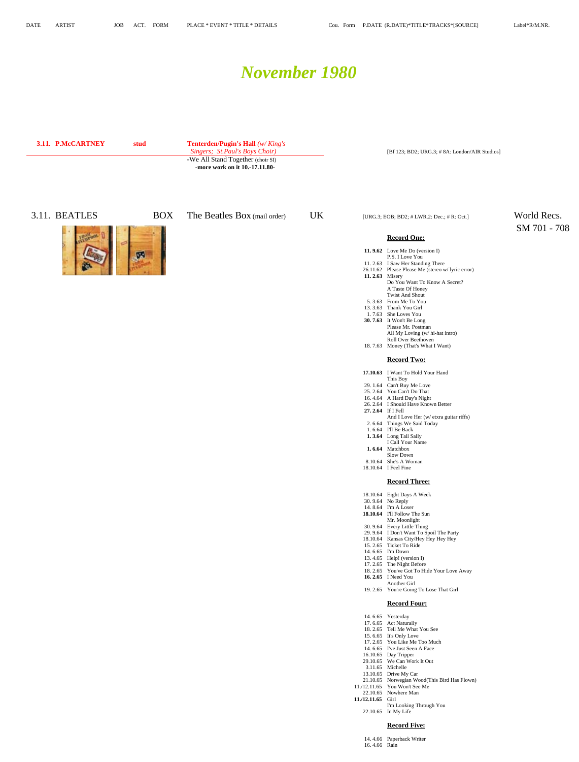DATE | ARTIST | JOB | ACT. | FORM | PLACE * EVENT * TITLE * DETAILS | Cou. | Form | P.DATE (R.DATE)*TITLE*TRACKS*[SOURCE] | Label*R/M.NR.

# November 1980

**3.11. P.McCARTNEY** **stud** **Tenterden/Pugin's Hall** *(w/ King's Singers; St.Paul's Boys Choir)*

-We All Stand Together (choir SI)

**-more work on it 10.-17.11.80-**

[Bf 123; BD2; URG.3; # 8A: London/AIR Studios]

3.11. BEATLES BOX The Beatles Box (mail order) UK [URG.3; EOB; BD2; # LWR.2: Dec.; # R: Oct.] World Recs. SM 701 - 708

**Record One:**

| | |
|---|---|
| **11. 9.62** | Love Me Do (version I) |
| | P.S. I Love You |
| 11. 2.63 | I Saw Her Standing There |
| 26.11.62 | Please Please Me (stereo w/ lyric error) |
| **11. 2.63** | Misery |
| | Do You Want To Know A Secret? |
| | A Taste Of Honey |
| | Twist And Shout |
| 5. 3.63 | From Me To You |
| 13. 3.63 | Thank You Girl |
| 1. 7.63 | She Loves You |
| **30. 7.63** | It Won't Be Long |
| | Please Mr. Postman |
| | All My Loving (w/ hi-hat intro) |
| | Roll Over Beethoven |
| 18. 7.63 | Money (That's What I Want) |

**Record Two:**

| | |
|---|---|
| **17.10.63** | I Want To Hold Your Hand |
| | This Boy |
| 29. 1.64 | Can't Buy Me Love |
| 25. 2.64 | You Can't Do That |
| 16. 4.64 | A Hard Day's Night |
| 26. 2.64 | I Should Have Known Better |
| **27. 2.64** | If I Fell |
| | And I Love Her (w/ etxra guitar riffs) |
| 2. 6.64 | Things We Said Today |
| 1. 6.64 | I'll Be Back |
| **1. 3.64** | Long Tall Sally |
| | I Call Your Name |
| **1. 6.64** | Matchbox |
| | Slow Down |
| 8.10.64 | She's A Woman |
| 18.10.64 | I Feel Fine |

**Record Three:**

| | |
|---|---|
| 18.10.64 | Eight Days A Week |
| 30. 9.64 | No Reply |
| 14. 8.64 | I'm A Loser |
| **18.10.64** | I'll Follow The Sun |
| | Mr. Moonlight |
| 30. 9.64 | Every Little Thing |
| 29. 9.64 | I Don't Want To Spoil The Party |
| 18.10.64 | Kansas City/Hey Hey Hey Hey |
| 15. 2.65 | Ticket To Ride |
| 14. 6.65 | I'm Down |
| 13. 4.65 | Help! (version I) |
| 17. 2.65 | The Night Before |
| 18. 2.65 | You've Got To Hide Your Love Away |
| **16. 2.65** | I Need You |
| | Another Girl |
| 19. 2.65 | You're Going To Lose That Girl |

**Record Four:**

| | |
|---|---|
| 14. 6.65 | Yesterday |
| 17. 6.65 | Act Naturally |
| 18. 2.65 | Tell Me What You See |
| 15. 6.65 | It's Only Love |
| 17. 2.65 | You Like Me Too Much |
| 14. 6.65 | I've Just Seen A Face |
| 16.10.65 | Day Tripper |
| 29.10.65 | We Can Work It Out |
| 3.11.65 | Michelle |
| 13.10.65 | Drive My Car |
| 21.10.65 | Norwegian Wood(This Bird Has Flown) |
| 11./12.11.65 | You Won't See Me |
| 22.10.65 | Nowhere Man |
| **11./12.11.65** | Girl |
| | I'm Looking Through You |
| 22.10.65 | In My Life |

**Record Five:**

| | |
|---|---|
| 14. 4.66 | Paperback Writer |
| 16. 4.66 | Rain |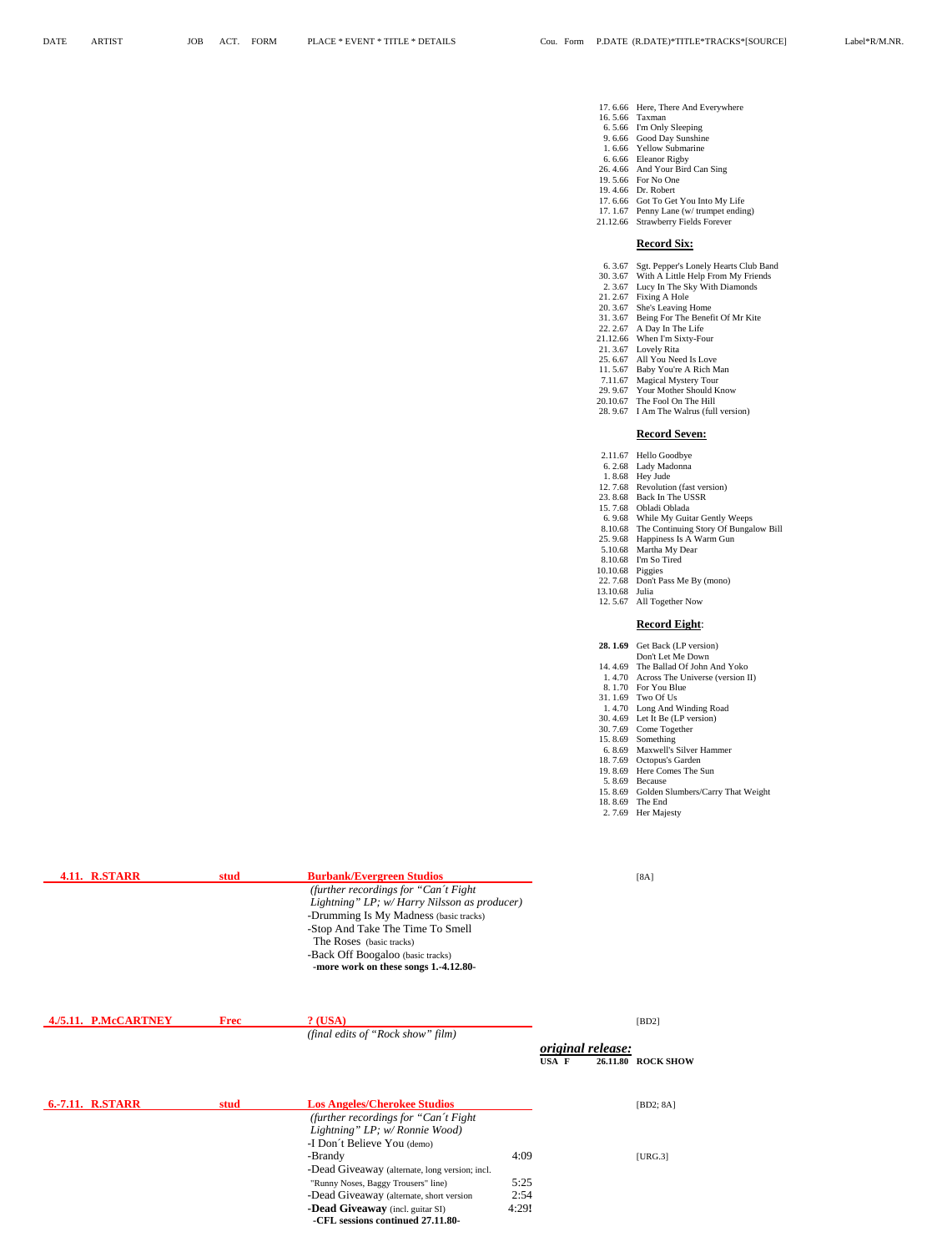17. 6.66 Here, There And Everywhere
16. 5.66 Taxman
6. 5.66 I'm Only Sleeping
9. 6.66 Good Day Sunshine
1. 6.66 Yellow Submarine
6. 6.66 Eleanor Rigby
26. 4.66 And Your Bird Can Sing
19. 5.66 For No One
19. 4.66 Dr. Robert
17. 6.66 Got To Get You Into My Life
17. 1.67 Penny Lane (w/ trumpet ending)
21.12.66 Strawberry Fields Forever

**Record Six:**

6. 3.67 Sgt. Pepper's Lonely Hearts Club Band
30. 3.67 With A Little Help From My Friends
2. 3.67 Lucy In The Sky With Diamonds
21. 2.67 Fixing A Hole
20. 3.67 She's Leaving Home
31. 3.67 Being For The Benefit Of Mr Kite
22. 2.67 A Day In The Life
21.12.66 When I'm Sixty-Four
21. 3.67 Lovely Rita
25. 6.67 All You Need Is Love
11. 5.67 Baby You're A Rich Man
7.11.67 Magical Mystery Tour
29. 9.67 Your Mother Should Know
20.10.67 The Fool On The Hill
28. 9.67 I Am The Walrus (full version)

**Record Seven:**

2.11.67 Hello Goodbye
6. 2.68 Lady Madonna
1. 8.68 Hey Jude
12. 7.68 Revolution (fast version)
23. 8.68 Back In The USSR
15. 7.68 Obladi Oblada
6. 9.68 While My Guitar Gently Weeps
8.10.68 The Continuing Story Of Bungalow Bill
25. 9.68 Happiness Is A Warm Gun
5.10.68 Martha My Dear
8.10.68 I'm So Tired
10.10.68 Piggies
22. 7.68 Don't Pass Me By (mono)
13.10.68 Julia
12. 5.67 All Together Now

**Record Eight:**

**28. 1.69** Get Back (LP version)
Don't Let Me Down
14. 4.69 The Ballad Of John And Yoko
1. 4.70 Across The Universe (version II)
8. 1.70 For You Blue
31. 1.69 Two Of Us
1. 4.70 Long And Winding Road
30. 4.69 Let It Be (LP version)
30. 7.69 Come Together
15. 8.69 Something
6. 8.69 Maxwell's Silver Hammer
18. 7.69 Octopus's Garden
19. 8.69 Here Comes The Sun
5. 8.69 Because
15. 8.69 Golden Slumbers/Carry That Weight
18. 8.69 The End
2. 7.69 Her Majesty

---

**4.11. R.STARR** — **stud** — **Burbank/Evergreen Studios** — [8A]

*(further recordings for "Can´t Fight Lightning" LP; w/ Harry Nilsson as producer)*
- Drumming Is My Madness (basic tracks)
- Stop And Take The Time To Smell The Roses (basic tracks)
- Back Off Boogaloo (basic tracks)

**-more work on these songs 1.-4.12.80-**

---

**4./5.11. P.McCARTNEY** — **Frec** — **? (USA)** — [BD2]

*(final edits of "Rock show" film)*

***original release:***
**USA F 26.11.80 ROCK SHOW**

---

**6.-7.11. R.STARR** — **stud** — **Los Angeles/Cherokee Studios** — [BD2; 8A]

*(further recordings for "Can´t Fight Lightning" LP; w/ Ronnie Wood)*

| Title | Time | Source |
|---|---|---|
| -I Don´t Believe You (demo) | | |
| -Brandy | 4:09 | [URG.3] |
| -Dead Giveaway (alternate, long version; incl. "Runny Noses, Baggy Trousers" line) | 5:25 | |
| -Dead Giveaway (alternate, short version | 2:54 | |
| **-Dead Giveaway** (incl. guitar SI) | 4:29**!** | |

**-CFL sessions continued 27.11.80-**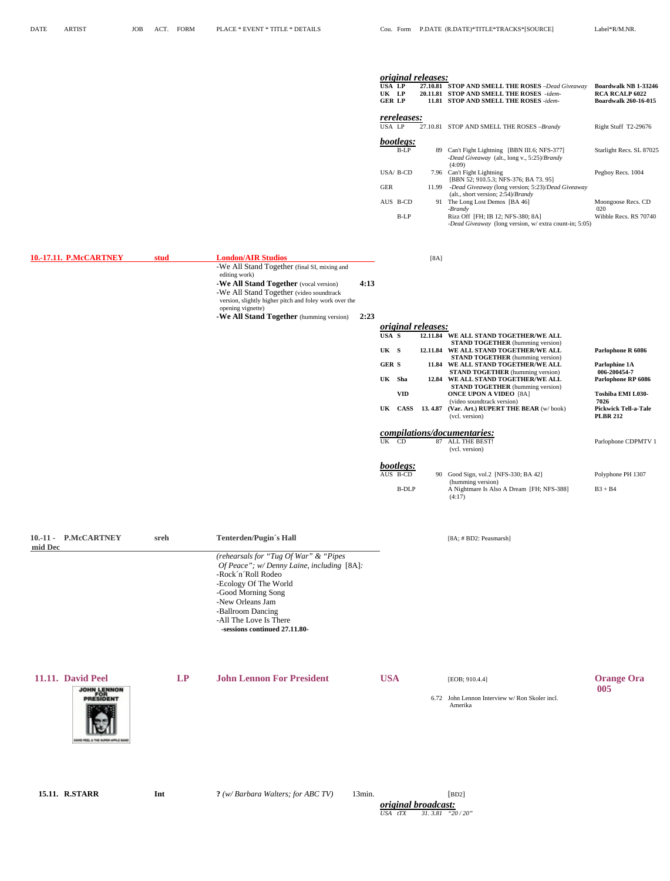| DATE | ARTIST | JOB | ACT. | FORM | PLACE * EVENT * TITLE * DETAILS | Cou. | Form | P.DATE (R.DATE)*TITLE*TRACKS*[SOURCE] | Label*R/M.NR. |
|---|---|---|---|---|---|---|---|---|---|

***original releases:***

| Cou. | Form | P.DATE | TITLE | Label |
|---|---|---|---|---|
| **USA** | **LP** | **27.10.81** | **STOP AND SMELL THE ROSES** –*Dead Giveaway* | **Boardwalk NB 1-33246** |
| **UK** | **LP** | **20.11.81** | **STOP AND SMELL THE ROSES** -*idem-* | **RCA RCALP 6022** |
| **GER** | **LP** | **11.81** | **STOP AND SMELL THE ROSES** -*idem-* | **Boardwalk 260-16-015** |

***rereleases:***

| Cou. | Form | P.DATE | TITLE | Label |
|---|---|---|---|---|
| USA | LP | 27.10.81 | STOP AND SMELL THE ROSES –*Brandy* | Right Stuff T2-29676 |

***bootlegs:***

| Cou. | Form | P.DATE | TITLE | Label |
|---|---|---|---|---|
| | B-LP | 89 | Can't Fight Lightning [BBN III.6; NFS-377] -*Dead Giveaway* (alt., long v., 5:25)/*Brandy* (4:09) | Starlight Recs. SL 87025 |
| USA/ GER | B-CD | 7.96 11.99 | Can't Fight Lightning [BBN 52; 910.5.3; NFS-376; BA 73. 95] -*Dead Giveaway* (long version; 5:23)/*Dead Giveaway* (alt., short version; 2:54)/*Brandy* | Pegboy Recs. 1004 |
| AUS | B-CD | 91 | The Long Lost Demos [BA 46] -*Brandy* | Moongoose Recs. CD 020 |
| | B-LP | | Rizz Off [FH; IB 12; NFS-380; 8A] -*Dead Giveaway* (long version, w/ extra count-in; 5:05) | Wibble Recs. RS 70740 |

---

**10.-17.11. P.McCARTNEY** — **stud** — **London/AIR Studios** — [8A]

-We All Stand Together (final SI, mixing and editing work)
-**We All Stand Together** (vocal version) **4:13**
-We All Stand Together (video soundtrack version, slightly higher pitch and foley work over the opening vignette)
-**We All Stand Together** (humming version) **2:23**

***original releases:***

| Cou. | Form | P.DATE | TITLE | Label |
|---|---|---|---|---|
| **USA** | **S** | **12.11.84** | **WE ALL STAND TOGETHER/WE ALL STAND TOGETHER** (humming version) | |
| **UK** | **S** | **12.11.84** | **WE ALL STAND TOGETHER/WE ALL STAND TOGETHER** (humming version) | **Parlophone R 6086** |
| **GER** | **S** | **11.84** | **WE ALL STAND TOGETHER/WE ALL STAND TOGETHER** (humming version) | **Parlophine 1A 006-200454-7** |
| **UK** | **Sha** | **12.84** | **WE ALL STAND TOGETHER/WE ALL STAND TOGETHER** (humming version) | **Parlophone RP 6086** |
| | **VID** | | **ONCE UPON A VIDEO** [8A] (video soundtrack version) | **Toshiba EMI L030-7026** |
| **UK** | **CASS** | **13. 4.87** | **(Var. Art.) RUPERT THE BEAR** (w/ book) (vcl. version) | **Pickwick Tell-a-Tale PLBR 212** |

***compilations/documentaries:***

| Cou. | Form | P.DATE | TITLE | Label |
|---|---|---|---|---|
| UK | CD | 87 | ALL THE BEST! (vcl. version) | Parlophone CDPMTV 1 |

***bootlegs:***

| Cou. | Form | P.DATE | TITLE | Label |
|---|---|---|---|---|
| AUS | B-CD | 90 | Good Sign, vol.2 [NFS-330; BA 42] (humming version) | Polyphone PH 1307 |
| | B-DLP | | A Nightmare Is Also A Dream [FH; NFS-388] (4:17) | B3 + B4 |

---

**10.-11 - mid Dec P.McCARTNEY** — **sreh** — **Tenterden/Pugin´s Hall** — [8A; # BD2: Peasmarsh]

*(rehearsals for "Tug Of War" & "Pipes Of Peace"; w/ Denny Laine, including* [8A]*:*
-Rock´n´Roll Rodeo
-Ecology Of The World
-Good Morning Song
-New Orleans Jam
-Ballroom Dancing
-All The Love Is There
**-sessions continued 27.11.80-**

---

**11.11. David Peel** — **LP** — **John Lennon For President** — **USA** — [EOB; 910.4.4] — **Orange Ora 005**

6.72 John Lennon Interview w/ Ron Skoler incl. Amerika

---

**15.11. R.STARR** — **Int** — **?** *(w/ Barbara Walters; for ABC TV)* 13min. — [BD2]

***original broadcast:***

*USA tTX 31. 3.81 "20 / 20"*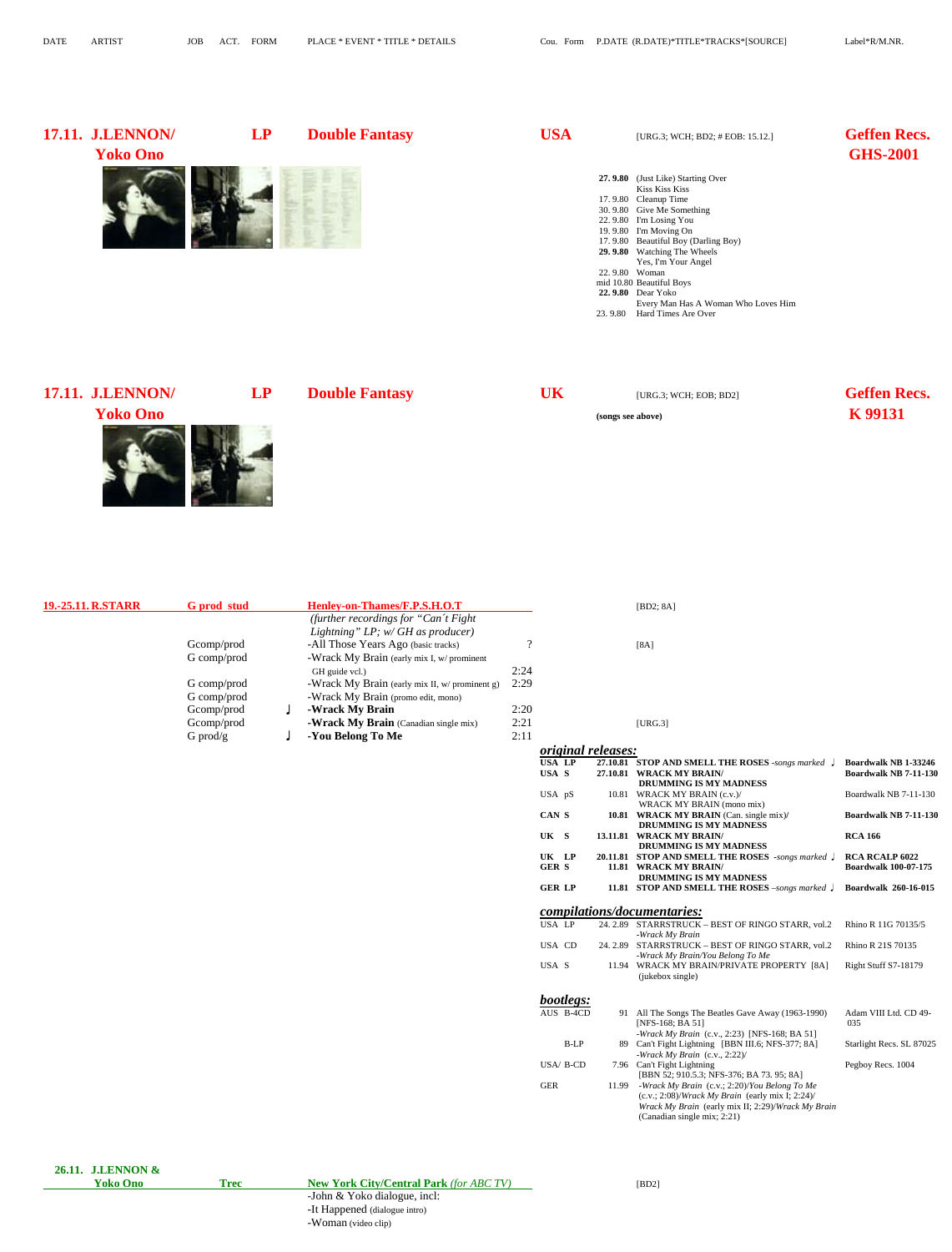| DATE | ARTIST | JOB | ACT. | FORM | PLACE * EVENT * TITLE * DETAILS | Cou. | Form | P.DATE (R.DATE)*TITLE*TRACKS*[SOURCE] | Label*R/M.NR. |
|---|---|---|---|---|---|---|---|---|---|

**17.11. J.LENNON/ Yoko Ono** — **LP** — **Double Fantasy** — **USA** — [URG.3; WCH; BD2; # EOB: 15.12.] — **Geffen Recs. GHS-2001**

- **27. 9.80** (Just Like) Starting Over
- Kiss Kiss Kiss
- 17. 9.80 Cleanup Time
- 30. 9.80 Give Me Something
- 22. 9.80 I'm Losing You
- 19. 9.80 I'm Moving On
- 17. 9.80 Beautiful Boy (Darling Boy)
- **29. 9.80** Watching The Wheels
- Yes, I'm Your Angel
- 22. 9.80 Woman
- mid 10.80 Beautiful Boys
- **22. 9.80** Dear Yoko
- Every Man Has A Woman Who Loves Him
- 23. 9.80 Hard Times Are Over

**17.11. J.LENNON/ Yoko Ono** — **LP** — **Double Fantasy** — **UK** — [URG.3; WCH; EOB; BD2] — **Geffen Recs. K 99131**

**(songs see above)**

**19.-25.11. R.STARR** — **G prod stud** — **Henley-on-Thames/F.P.S.H.O.T** — [BD2; 8A]

*(further recordings for "Can´t Fight Lightning" LP; w/ GH as producer)*

| Job | Act. | Title | Time | Source |
|---|---|---|---|---|
| Gcomp/prod | | -All Those Years Ago (basic tracks) | ? | [8A] |
| G comp/prod | | -Wrack My Brain (early mix I, w/ prominent GH guide vcl.) | 2:24 | |
| G comp/prod | | -Wrack My Brain (early mix II, w/ prominent g) | 2:29 | |
| G comp/prod | | -Wrack My Brain (promo edit, mono) | | |
| Gcomp/prod | ♩ | **-Wrack My Brain** | 2:20 | |
| Gcomp/prod | | **-Wrack My Brain** (Canadian single mix) | 2:21 | [URG.3] |
| G prod/g | ♩ | **-You Belong To Me** | 2:11 | |

***original releases:***

| Cou. | Form | Date | Title | Label |
|---|---|---|---|---|
| **USA** | **LP** | **27.10.81** | **STOP AND SMELL THE ROSES** *-songs marked* ♩ | **Boardwalk NB 1-33246** |
| **USA** | **S** | **27.10.81** | **WRACK MY BRAIN/ DRUMMING IS MY MADNESS** | **Boardwalk NB 7-11-130** |
| USA | pS | 10.81 | WRACK MY BRAIN (c.v.)/ WRACK MY BRAIN (mono mix) | Boardwalk NB 7-11-130 |
| **CAN** | **S** | **10.81** | **WRACK MY BRAIN** (Can. single mix)/ **DRUMMING IS MY MADNESS** | **Boardwalk NB 7-11-130** |
| **UK** | **S** | **13.11.81** | **WRACK MY BRAIN/ DRUMMING IS MY MADNESS** | **RCA 166** |
| **UK** | **LP** | **20.11.81** | **STOP AND SMELL THE ROSES** *-songs marked* ♩ | **RCA RCALP 6022** |
| **GER** | **S** | **11.81** | **WRACK MY BRAIN/ DRUMMING IS MY MADNESS** | **Boardwalk 100-07-175** |
| **GER** | **LP** | **11.81** | **STOP AND SMELL THE ROSES** *–songs marked* ♩ | **Boardwalk 260-16-015** |

***compilations/documentaries:***

| Cou. | Form | Date | Title | Label |
|---|---|---|---|---|
| USA | LP | 24. 2.89 | STARRSTRUCK – BEST OF RINGO STARR, vol.2 *-Wrack My Brain* | Rhino R 11G 70135/5 |
| USA | CD | 24. 2.89 | STARRSTRUCK – BEST OF RINGO STARR, vol.2 *-Wrack My Brain/You Belong To Me* | Rhino R 21S 70135 |
| USA | S | 11.94 | WRACK MY BRAIN/PRIVATE PROPERTY [8A] (jukebox single) | Right Stuff S7-18179 |

***bootlegs:***

| Cou. | Form | Date | Title | Label |
|---|---|---|---|---|
| AUS | B-4CD | 91 | All The Songs The Beatles Gave Away (1963-1990) [NFS-168; BA 51] *-Wrack My Brain* (c.v., 2:23) [NFS-168; BA 51] | Adam VIII Ltd. CD 49-035 |
| | B-LP | 89 | Can't Fight Lightning [BBN III.6; NFS-377; 8A] *-Wrack My Brain* (c.v., 2:22)/ | Starlight Recs. SL 87025 |
| USA/ | B-CD | 7.96 | Can't Fight Lightning [BBN 52; 910.5.3; NFS-376; BA 73. 95; 8A] | Pegboy Recs. 1004 |
| GER | | 11.99 | *-Wrack My Brain* (c.v.; 2:20)/*You Belong To Me* (c.v.; 2:08)/*Wrack My Brain* (early mix I; 2:24)/ *Wrack My Brain* (early mix II; 2:29)/*Wrack My Brain* (Canadian single mix; 2:21) | |

**26.11. J.LENNON & Yoko Ono** — **Trec** — **New York City/Central Park** *(for ABC TV)* — [BD2]

- -John & Yoko dialogue, incl:
- -It Happened (dialogue intro)
- -Woman (video clip)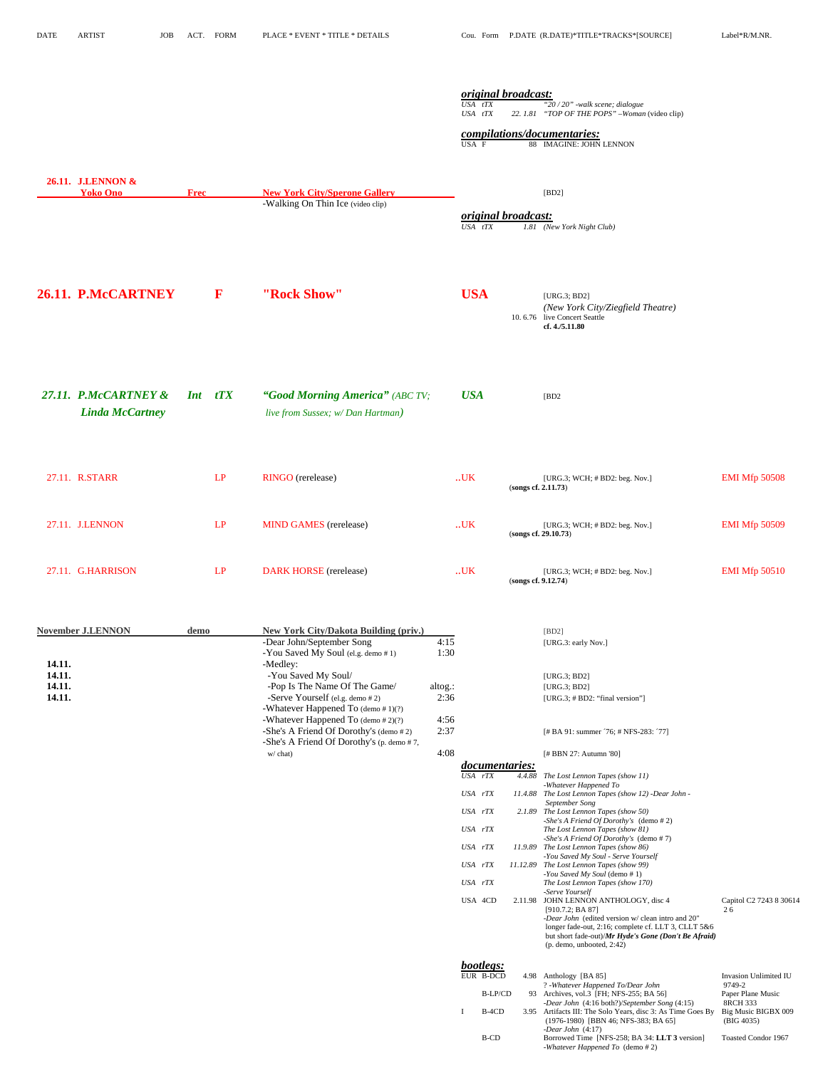| DATE | ARTIST | JOB | ACT. | FORM | PLACE * EVENT * TITLE * DETAILS | | Cou. Form P.DATE (R.DATE)*TITLE*TRACKS*[SOURCE] | Label*R/M.NR. |
|---|---|---|---|---|---|---|---|---|
| | | | | | | | ***original broadcast:*** | |
| | | | | | | | *USA tTX* *"20 / 20" -walk scene; dialogue* | |
| | | | | | | | *USA tTX 22. 1.81 "TOP OF THE POPS" –Woman* (video clip) | |
| | | | | | | | ***compilations/documentaries:*** | |
| | | | | | | | USA F 88 IMAGINE: JOHN LENNON | |
| **26.11.** | **J.LENNON & Yoko Ono** | **Frec** | | | **New York City/Sperone Gallery** | | [BD2] | |
| | | | | | -Walking On Thin Ice (video clip) | | | |
| | | | | | | | ***original broadcast:*** | |
| | | | | | | | *USA tTX 1.81 (New York Night Club)* | |
| **26.11.** | **P.McCARTNEY** | | | **F** | **"Rock Show"** | | **USA** [URG.3; BD2] | |
| | | | | | | | *(New York City/Ziegfield Theatre)* | |
| | | | | | | | 10. 6.76 live Concert Seattle | |
| | | | | | | | **cf. 4./5.11.80** | |
| ***27.11.*** | ***P.McCARTNEY & Linda McCartney*** | | ***Int*** | ***tTX*** | ***"Good Morning America"*** *(ABC TV; live from Sussex; w/ Dan Hartman)* | | ***USA*** [BD2 | |
| 27.11. | R.STARR | | | LP | RINGO (rerelease) | | ..UK [URG.3; WCH; # BD2: beg. Nov.] (**songs cf. 2.11.73**) | EMI Mfp 50508 |
| 27.11. | J.LENNON | | | LP | MIND GAMES (rerelease) | | ..UK [URG.3; WCH; # BD2: beg. Nov.] (**songs cf. 29.10.73**) | EMI Mfp 50509 |
| 27.11. | G.HARRISON | | | LP | DARK HORSE (rerelease) | | ..UK [URG.3; WCH; # BD2: beg. Nov.] (**songs cf. 9.12.74**) | EMI Mfp 50510 |
| **November** | **J.LENNON** | **demo** | | | **New York City/Dakota Building (priv.)** | | [BD2] | |
| | | | | | -Dear John/September Song | 4:15 | [URG.3: early Nov.] | |
| | | | | | -You Saved My Soul (el.g. demo # 1) | 1:30 | | |
| **14.11.** | | | | | -Medley: | | | |
| **14.11.** | | | | | -You Saved My Soul/ | | [URG.3; BD2] | |
| **14.11.** | | | | | -Pop Is The Name Of The Game/ | altog.: | [URG.3; BD2] | |
| **14.11.** | | | | | -Serve Yourself (el.g. demo # 2) | 2:36 | [URG.3; # BD2: "final version"] | |
| | | | | | -Whatever Happened To (demo # 1)(?) | | | |
| | | | | | -Whatever Happened To (demo # 2)(?) | 4:56 | | |
| | | | | | -She's A Friend Of Dorothy's (demo # 2) | 2:37 | [# BA 91: summer ´76; # NFS-283: ´77] | |
| | | | | | -She's A Friend Of Dorothy's (p. demo # 7, w/ chat) | 4:08 | [# BBN 27: Autumn '80] | |
| | | | | | | | ***documentaries:*** | |
| | | | | | | | *USA rTX 4.4.88 The Lost Lennon Tapes (show 11) -Whatever Happened To* | |
| | | | | | | | *USA rTX 11.4.88 The Lost Lennon Tapes (show 12) -Dear John - September Song* | |
| | | | | | | | *USA rTX 2.1.89 The Lost Lennon Tapes (show 50) -She's A Friend Of Dorothy's (demo # 2)* | |
| | | | | | | | *USA rTX The Lost Lennon Tapes (show 81) -She's A Friend Of Dorothy's (demo # 7)* | |
| | | | | | | | *USA rTX 11.9.89 The Lost Lennon Tapes (show 86) -You Saved My Soul - Serve Yourself* | |
| | | | | | | | *USA rTX 11.12.89 The Lost Lennon Tapes (show 99) -You Saved My Soul (demo # 1)* | |
| | | | | | | | *USA rTX The Lost Lennon Tapes (show 170) -Serve Yourself* | |
| | | | | | | | USA 4CD 2.11.98 JOHN LENNON ANTHOLOGY, disc 4 [910.7.2; BA 87] *-Dear John* (edited version w/ clean intro and 20" longer fade-out, 2:16; complete cf. LLT 3, CLLT 5&6 but short fade-out)/***Mr Hyde's Gone (Don't Be Afraid)*** (p. demo, unbooted, 2:42) | Capitol C2 7243 8 30614 2 6 |
| | | | | | | | ***bootlegs:*** | |
| | | | | | | | EUR B-DCD 4.98 Anthology [BA 85] ? *-Whatever Happened To/Dear John* | Invasion Unlimited IU 9749-2 |
| | | | | | | | B-LP/CD 93 Archives, vol.3 [FH; NFS-255; BA 56] *-Dear John (4:16 both?)/September Song (4:15)* | Paper Plane Music 8RCH 333 |
| | | | | | | | I B-4CD 3.95 Artifacts III: The Solo Years, disc 3: As Time Goes By (1976-1980) [BBN 46; NFS-383; BA 65] *-Dear John (4:17)* | Big Music BIGBX 009 (BIG 4035) |
| | | | | | | | B-CD Borrowed Time [NFS-258; BA 34: **LLT 3** version] *-Whatever Happened To (demo # 2)* | Toasted Condor 1967 |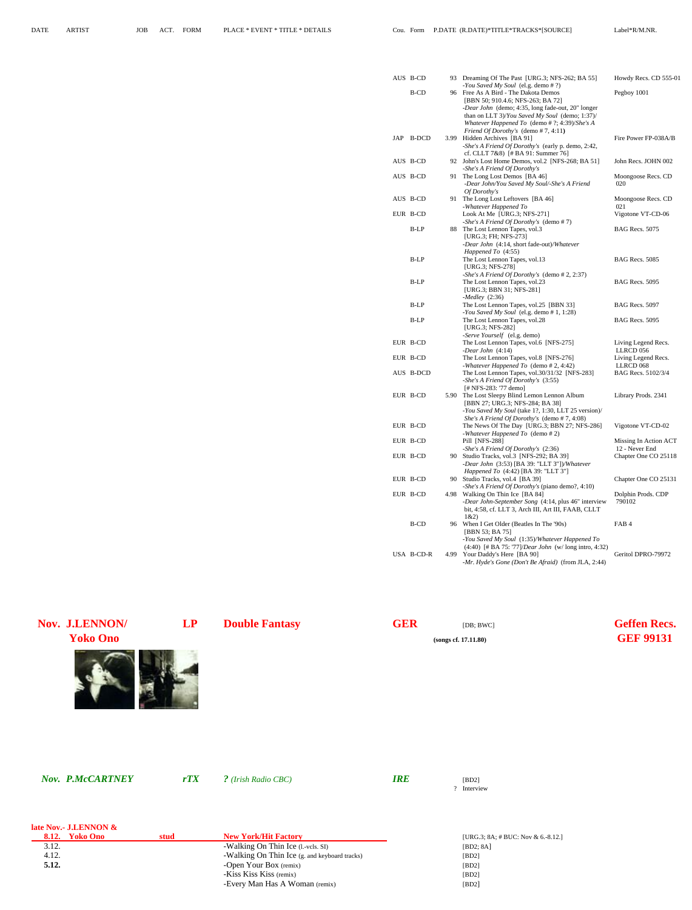| DATE | ARTIST | JOB | ACT. | FORM | PLACE * EVENT * TITLE * DETAILS | Cou. | Form | P.DATE | (R.DATE)*TITLE*TRACKS*[SOURCE] | Label*R/M.NR. |
|---|---|---|---|---|---|---|---|---|---|---|
| | | | | | | AUS | B-CD | 93 | Dreaming Of The Past [URG.3; NFS-262; BA 55] -*You Saved My Soul* (el.g. demo # ?) | Howdy Recs. CD 555-01 |
| | | | | | | | B-CD | 96 | Free As A Bird - The Dakota Demos [BBN 50; 910.4.6; NFS-263; BA 72] -*Dear John* (demo; 4:35, long fade-out, 20" longer than on LLT 3)/*You Saved My Soul* (demo; 1:37)/ *Whatever Happened To* (demo # ?; 4:39)/*She's A Friend Of Dorothy's* (demo # 7, 4:11) | Pegboy 1001 |
| | | | | | | JAP | B-DCD | 3.99 | Hidden Archives [BA 91] -*She's A Friend Of Dorothy's* (early p. demo, 2:42, cf. CLLT 7&8) [# BA 91: Summer 76] | Fire Power FP-038A/B |
| | | | | | | AUS | B-CD | 92 | John's Lost Home Demos, vol.2 [NFS-268; BA 51] -*She's A Friend Of Dorothy's* | John Recs. JOHN 002 |
| | | | | | | AUS | B-CD | 91 | The Long Lost Demos [BA 46] -*Dear John/You Saved My Soul/-She's A Friend Of Dorothy's* | Moongoose Recs. CD 020 |
| | | | | | | AUS | B-CD | 91 | The Long Lost Leftovers [BA 46] -*Whatever Happened To* | Moongoose Recs. CD 021 |
| | | | | | | EUR | B-CD | | Look At Me [URG.3; NFS-271] -*She's A Friend Of Dorothy's* (demo # 7) | Vigotone VT-CD-06 |
| | | | | | | | B-LP | 88 | The Lost Lennon Tapes, vol.3 [URG.3; FH; NFS-273] -*Dear John* (4:14, short fade-out)/*Whatever Happened To* (4:55) | BAG Recs. 5075 |
| | | | | | | | B-LP | | The Lost Lennon Tapes, vol.13 [URG.3; NFS-278] -*She's A Friend Of Dorothy's* (demo # 2, 2:37) | BAG Recs. 5085 |
| | | | | | | | B-LP | | The Lost Lennon Tapes, vol.23 [URG.3; BBN 31; NFS-281] -*Medley* (2:36) | BAG Recs. 5095 |
| | | | | | | | B-LP | | The Lost Lennon Tapes, vol.25 [BBN 33] -*You Saved My Soul* (el.g. demo # 1, 1:28) | BAG Recs. 5097 |
| | | | | | | | B-LP | | The Lost Lennon Tapes, vol.28 [URG.3; NFS-282] -*Serve Yourself* (el.g. demo) | BAG Recs. 5095 |
| | | | | | | EUR | B-CD | | The Lost Lennon Tapes, vol.6 [NFS-275] -*Dear John* (4:14) | Living Legend Recs. LLRCD 056 |
| | | | | | | EUR | B-CD | | The Lost Lennon Tapes, vol.8 [NFS-276] -*Whatever Happened To* (demo # 2, 4:42) | Living Legend Recs. LLRCD 068 |
| | | | | | | AUS | B-DCD | | The Lost Lennon Tapes, vol.30/31/32 [NFS-283] -*She's A Friend Of Dorothy's* (3:55) [# NFS-283: '77 demo] | BAG Recs. 5102/3/4 |
| | | | | | | EUR | B-CD | 5.90 | The Lost Sleepy Blind Lemon Lennon Album [BBN 27; URG.3; NFS-284; BA 38] -*You Saved My Soul* (take 1?, 1:30, LLT 25 version)/ *She's A Friend Of Dorothy's* (demo # 7, 4:08) | Library Prods. 2341 |
| | | | | | | EUR | B-CD | | The News Of The Day [URG.3; BBN 27; NFS-286] -*Whatever Happened To* (demo # 2) | Vigotone VT-CD-02 |
| | | | | | | EUR | B-CD | | Pill [NFS-288] -*She's A Friend Of Dorothy's* (2:36) | Missing In Action ACT 12 - Never End |
| | | | | | | EUR | B-CD | 90 | Studio Tracks, vol.3 [NFS-292; BA 39] -*Dear John* (3:53) [BA 39: "LLT 3"])/*Whatever Happened To* (4:42) [BA 39: "LLT 3"] | Chapter One CO 25118 |
| | | | | | | EUR | B-CD | 90 | Studio Tracks, vol.4 [BA 39] -*She's A Friend Of Dorothy's* (piano demo?, 4:10) | Chapter One CO 25131 |
| | | | | | | EUR | B-CD | 4.98 | Walking On Thin Ice [BA 84] -*Dear John-September Song* (4:14, plus 46" interview bit, 4:58, cf. LLT 3, Arch III, Art III, FAAB, CLLT 1&2) | Dolphin Prods. CDP 790102 |
| | | | | | | | B-CD | 96 | When I Get Older (Beatles In The '90s) [BBN 53; BA 75] -*You Saved My Soul* (1:35)/*Whatever Happened To* (4:40) [# BA 75: '77]/*Dear John* (w/ long intro, 4:32) | FAB 4 |
| | | | | | | USA | B-CD-R | 4.99 | Your Daddy's Here [BA 90] -*Mr. Hyde's Gone (Don't Be Afraid)* (from JLA, 2:44) | Geritol DPRO-79972 |
| **Nov.** | **J.LENNON/ Yoko Ono** | | | **LP** | **Double Fantasy** | **GER** | | | [DB; BWC] **(songs cf. 17.11.80)** | **Geffen Recs. GEF 99131** |
| ***Nov.*** | ***P.McCARTNEY*** | | | ***rTX*** | ***? (Irish Radio CBC)*** | ***IRE*** | | ? | [BD2] Interview | |
| **late Nov.- 8.12.** | **J.LENNON & Yoko Ono** | **stud** | | | **New York/Hit Factory** | | | | [URG.3; 8A; # BUC: Nov & 6.-8.12.] | |
| 3.12. | | | | | -Walking On Thin Ice (l.-vcls. SI) | | | | [BD2; 8A] | |
| 4.12. | | | | | -Walking On Thin Ice (g. and keyboard tracks) | | | | [BD2] | |
| **5.12.** | | | | | -Open Your Box (remix) | | | | [BD2] | |
| | | | | | -Kiss Kiss Kiss (remix) | | | | [BD2] | |
| | | | | | -Every Man Has A Woman (remix) | | | | [BD2] | |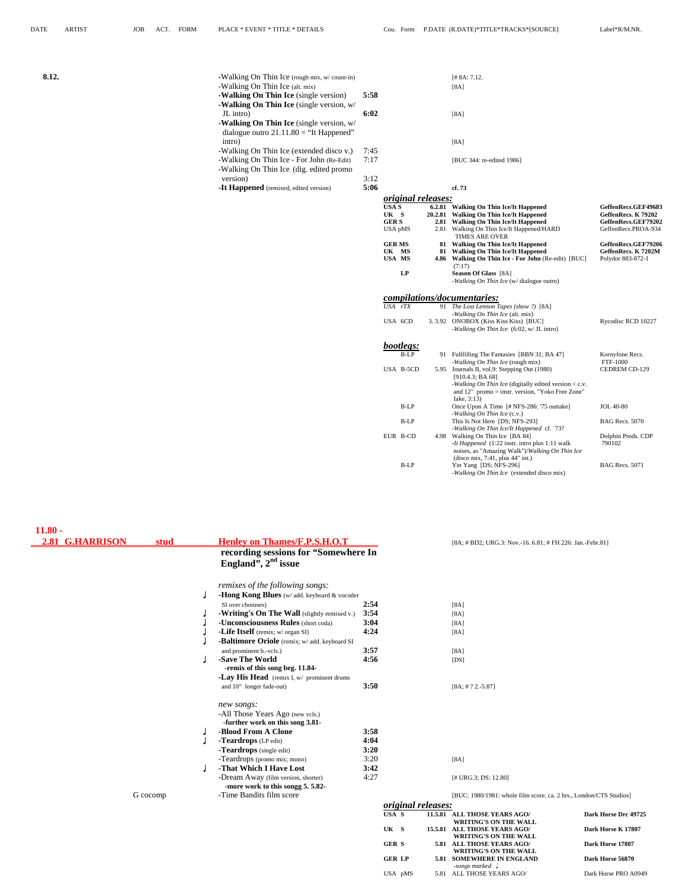| DATE | ARTIST | JOB | ACT. | FORM | PLACE * EVENT * TITLE * DETAILS | | Cou. | Form | P.DATE (R.DATE)*TITLE*TRACKS*[SOURCE] | Label*R/M.NR. |
|---|---|---|---|---|---|---|---|---|---|---|
| **8.12.** | | | | | -Walking On Thin Ice (rough mix, w/ count-in) | | | | [# 8A: 7.12. | |
| | | | | | -Walking On Thin Ice (alt. mix) | | | | [8A] | |
| | | | | | **-Walking On Thin Ice** (single version) | **5:58** | | | | |
| | | | | | **-Walking On Thin Ice** (single version, w/ JL intro) | **6:02** | | | [8A] | |
| | | | | | **-Walking On Thin Ice** (single version, w/ dialogue outro 21.11.80 = "It Happened" intro) | | | | [8A] | |
| | | | | | -Walking On Thin Ice (extended disco v.) | 7:45 | | | | |
| | | | | | -Walking On Thin Ice - For John (Re-Edit) | 7:17 | | | [BUC 344: re-edited 1986] | |
| | | | | | -Walking On Thin Ice (dig. edited promo version) | 3:12 | | | | |
| | | | | | **-It Happened** (remixed, edited version) | **5:06** | | | **cf. 73** | |

***original releases:***

| Cou. | Form | P.DATE | TITLE*TRACKS*[SOURCE] | Label*R/M.NR. |
|---|---|---|---|---|
| **USA** | **S** | **6.2.81** | **Walking On Thin Ice/It Happened** | **GeffenRecs.GEF49683** |
| **UK** | **S** | **20.2.81** | **Walking On Thin Ice/It Happened** | **GeffenRecs. K 79202** |
| **GER** | **S** | **2.81** | **Walking On Thin Ice/It Happened** | **GeffenRecs.GEF79202** |
| USA | pMS | 2.81 | Walking On Thin Ice/It Happened/HARD TIMES ARE OVER | GeffenRecs.PROA-934 |
| **GER** | **MS** | **81** | **Walking On Thin Ice/It Happened** | **GeffenRecs.GEF79206** |
| **UK** | **MS** | **81** | **Walking On Thin Ice/It Happened** | **GeffenRecs. K 7202M** |
| **USA** | **MS** | **4.86** | **Walking On Thin Ice - For John** (Re-edit) [BUC] (7:17) | Polydor 883-872-1 |
| | **LP** | | **Season Of Glass** [8A] *-Walking On Thin Ice* (w/ dialogue outro) | |

***compilations/documentaries:***

| Cou. | Form | P.DATE | TITLE*TRACKS*[SOURCE] | Label*R/M.NR. |
|---|---|---|---|---|
| *USA* | *rTX* | *91* | *The Lost Lennon Tapes (show ?)* [8A] *-Walking On Thin Ice* (alt. mix) | |
| USA | 6CD | 3.3.92 | ONOBOX (Kiss Kiss Kiss) [BUC] *-Walking On Thin Ice* (6:02, w/ JL intro) | Rycodisc RCD 10227 |

***bootlegs:***

| Cou. | Form | P.DATE | TITLE*TRACKS*[SOURCE] | Label*R/M.NR. |
|---|---|---|---|---|
| | B-LP | 91 | Fullfilling The Fantasies [BBN 31; BA 47] *-Walking On Thin Ice* (rough mix) | Kornyfone Recs. FTF-1000 |
| USA | B-5CD | 5.95 | Journals II, vol.9: Stepping Out (1980) [910.4.3; BA 68] *-Walking On Thin Ice* (digitally edited version < c.v. and 12" promo = instr. version, "Yoko Free Zone" fake, 3:13) | CEDREM CD-129 |
| | B-LP | | Once Upon A Time [# NFS-286: '75 outtake] *-Walking On Thin Ice* (c.v.) | JOL 40-80 |
| | B-LP | | This Is Not Here [DS; NFS-293] *-Walking On Thin Ice/It Happened* cf. ´73? | BAG Recs. 5070 |
| EUR | B-CD | 4.98 | Walking On Thin Ice [BA 84] *-It Happened* (1:22 instr. intro plus 1:11 walk noises, as "Amazing Walk")/*Walking On Thin Ice* (disco mix, 7:41, plus 44" int.) | Dolphin Prods. CDP 790102 |
| | B-LP | | Yin Yang [DS; NFS-296] *-Walking On Thin Ice* (extended disco mix) | BAG Recs. 5071 |

| DATE | ARTIST | JOB | ACT. | PLACE * EVENT * TITLE * DETAILS | | P.DATE (R.DATE)*TITLE*TRACKS*[SOURCE] |
|---|---|---|---|---|---|---|
| **11.80 - 2.81** | **G.HARRISON** | **stud** | | **Henley on Thames/F.P.S.H.O.T** **recording sessions for "Somewhere In England", 2nd issue** | | [8A; # BD2; URG.3: Nov.-16. 6.81; # FH 226: Jan.-Febr.81] |
| | | | | *remixes of the following songs:* | | |
| | | | ♩ | **-Hong Kong Blues** (w/ add. keyboard & vocoder SI over choruses) | **2:54** | [8A] |
| | | | ♩ | **-Writing's On The Wall** (slightly remixed v.) | **3:54** | [8A] |
| | | | ♩ | **-Unconsciousness Rules** (short coda) | **3:04** | [8A] |
| | | | ♩ | **-Life Itself** (remix; w/ organ SI) | **4:24** | [8A] |
| | | | ♩ | **-Baltimore Oriole** (remix; w/ add. keyboard SI and prominent b.-vcls.) | **3:57** | [8A] |
| | | | ♩ | **-Save The World** **-remix of this song beg. 11.84-** | **4:56** | [DS] |
| | | | | **-Lay His Head** (remix I, w/ prominent drums and 10" longer fade-out) | **3:50** | [8A; # ? 2.-5.87] |
| | | | | *new songs:* | | |
| | | | | -All Those Years Ago (new vcls.) **-further work on this song 3.81-** | | |
| | | | ♩ | **-Blood From A Clone** | **3:58** | |
| | | | ♩ | **-Teardrops** (LP edit) | **4:04** | |
| | | | | **-Teardrops** (single edit) | **3:20** | |
| | | | | -Teardrops (promo mix; mono) | 3:20 | [8A] |
| | | | ♩ | **-That Which I Have Lost** | **3:42** | |
| | | | | -Dream Away (film version, shorter) **-more work to this songg 5. 5.82-** | 4:27 | [# URG.3; DS: 12.80] |
| | | G cocomp | | -Time Bandits film score | | [BUC: 1980/1981: whole film score, ca. 2 hrs., London/CTS Studios] |

***original releases:***

| Cou. | Form | P.DATE | TITLE*TRACKS*[SOURCE] | Label*R/M.NR. |
|---|---|---|---|---|
| **USA** | **S** | **11.5.81** | **ALL THOSE YEARS AGO/ WRITING'S ON THE WALL** | **Dark Horse Drc 49725** |
| **UK** | **S** | **15.5.81** | **ALL THOSE YEARS AGO/ WRITING'S ON THE WALL** | **Dark Horse K 17807** |
| **GER** | **S** | **5.81** | **ALL THOSE YEARS AGO/ WRITING'S ON THE WALL** | **Dark Horse 17807** |
| **GER** | **LP** | **5.81** | **SOMEWHERE IN ENGLAND** *-songs marked* ♩ | **Dark Horse 56870** |
| USA | pMS | 5.81 | ALL THOSE YEARS AGO/ | Dark Horse PRO A0949 |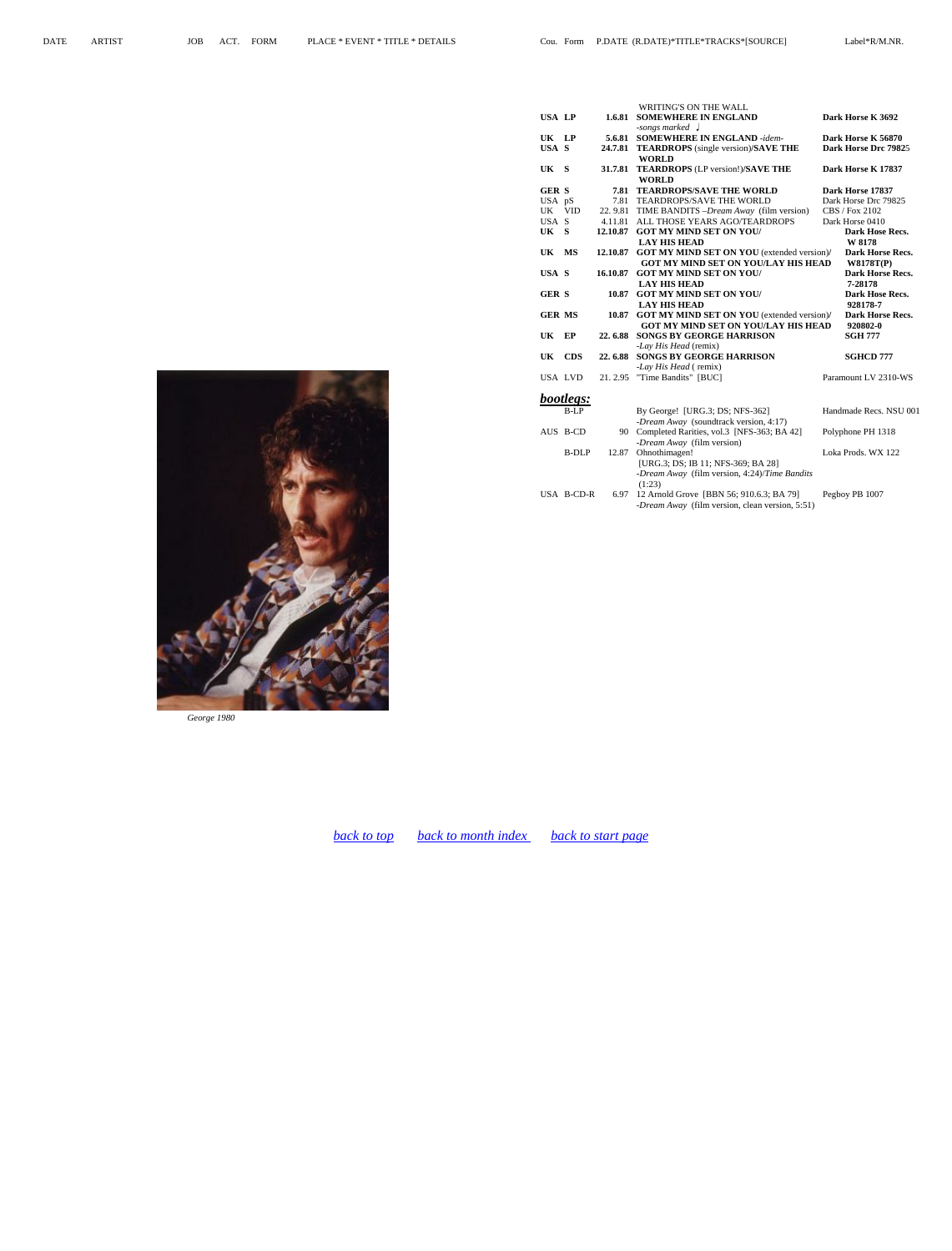| DATE | ARTIST | JOB | ACT. | FORM | PLACE * EVENT * TITLE * DETAILS | Cou. | Form | P.DATE (R.DATE)*TITLE*TRACKS*[SOURCE] | Label*R/M.NR. |
|---|---|---|---|---|---|---|---|---|---|

| Cou. | Form | P.DATE | TITLE*TRACKS*[SOURCE] | Label*R/M.NR. |
|---|---|---|---|---|
| | | | WRITING'S ON THE WALL | |
| **USA** | **LP** | **1.6.81** | **SOMEWHERE IN ENGLAND** -*songs marked* ♩ | **Dark Horse K 3692** |
| **UK** | **LP** | **5.6.81** | **SOMEWHERE IN ENGLAND** -*idem-* | **Dark Horse K 56870** |
| **USA** | **S** | **24.7.81** | **TEARDROPS** (single version)**/SAVE THE WORLD** | **Dark Horse Drc 79825** |
| **UK** | **S** | **31.7.81** | **TEARDROPS** (LP version!)**/SAVE THE WORLD** | **Dark Horse K 17837** |
| **GER** | **S** | **7.81** | **TEARDROPS/SAVE THE WORLD** | **Dark Horse 17837** |
| USA | pS | 7.81 | TEARDROPS/SAVE THE WORLD | Dark Horse Drc 79825 |
| UK | VID | 22. 9.81 | TIME BANDITS –*Dream Away* (film version) | CBS / Fox 2102 |
| USA | S | 4.11.81 | ALL THOSE YEARS AGO/TEARDROPS | Dark Horse 0410 |
| **UK** | **S** | **12.10.87** | **GOT MY MIND SET ON YOU/ LAY HIS HEAD** | **Dark Hose Recs. W 8178** |
| **UK** | **MS** | **12.10.87** | **GOT MY MIND SET ON YOU** (extended version)/ **GOT MY MIND SET ON YOU/LAY HIS HEAD** | **Dark Horse Recs. W8178T(P)** |
| **USA** | **S** | **16.10.87** | **GOT MY MIND SET ON YOU/ LAY HIS HEAD** | **Dark Horse Recs. 7-28178** |
| **GER** | **S** | **10.87** | **GOT MY MIND SET ON YOU/ LAY HIS HEAD** | **Dark Hose Recs. 928178-7** |
| **GER** | **MS** | **10.87** | **GOT MY MIND SET ON YOU** (extended version)/ **GOT MY MIND SET ON YOU/LAY HIS HEAD** | **Dark Horse Recs. 920802-0** |
| **UK** | **EP** | **22. 6.88** | **SONGS BY GEORGE HARRISON** -*Lay His Head* (remix) | **SGH 777** |
| **UK** | **CDS** | **22. 6.88** | **SONGS BY GEORGE HARRISON** -*Lay His Head* ( remix) | **SGHCD 777** |
| USA | LVD | 21. 2.95 | "Time Bandits" [BUC] | Paramount LV 2310-WS |

***bootlegs:***

| Cou. | Form | P.DATE | TITLE*TRACKS*[SOURCE] | Label*R/M.NR. |
|---|---|---|---|---|
| | B-LP | | By George! [URG.3; DS; NFS-362] -*Dream Away* (soundtrack version, 4:17) | Handmade Recs. NSU 001 |
| AUS | B-CD | 90 | Completed Rarities, vol.3 [NFS-363; BA 42] -*Dream Away* (film version) | Polyphone PH 1318 |
| | B-DLP | 12.87 | Ohnothimagen! [URG.3; DS; IB 11; NFS-369; BA 28] -*Dream Away* (film version, 4:24)/*Time Bandits* (1:23) | Loka Prods. WX 122 |
| USA | B-CD-R | 6.97 | 12 Arnold Grove [BBN 56; 910.6.3; BA 79] -*Dream Away* (film version, clean version, 5:51) | Pegboy PB 1007 |

*George 1980*

back to top  back to month index  back to start page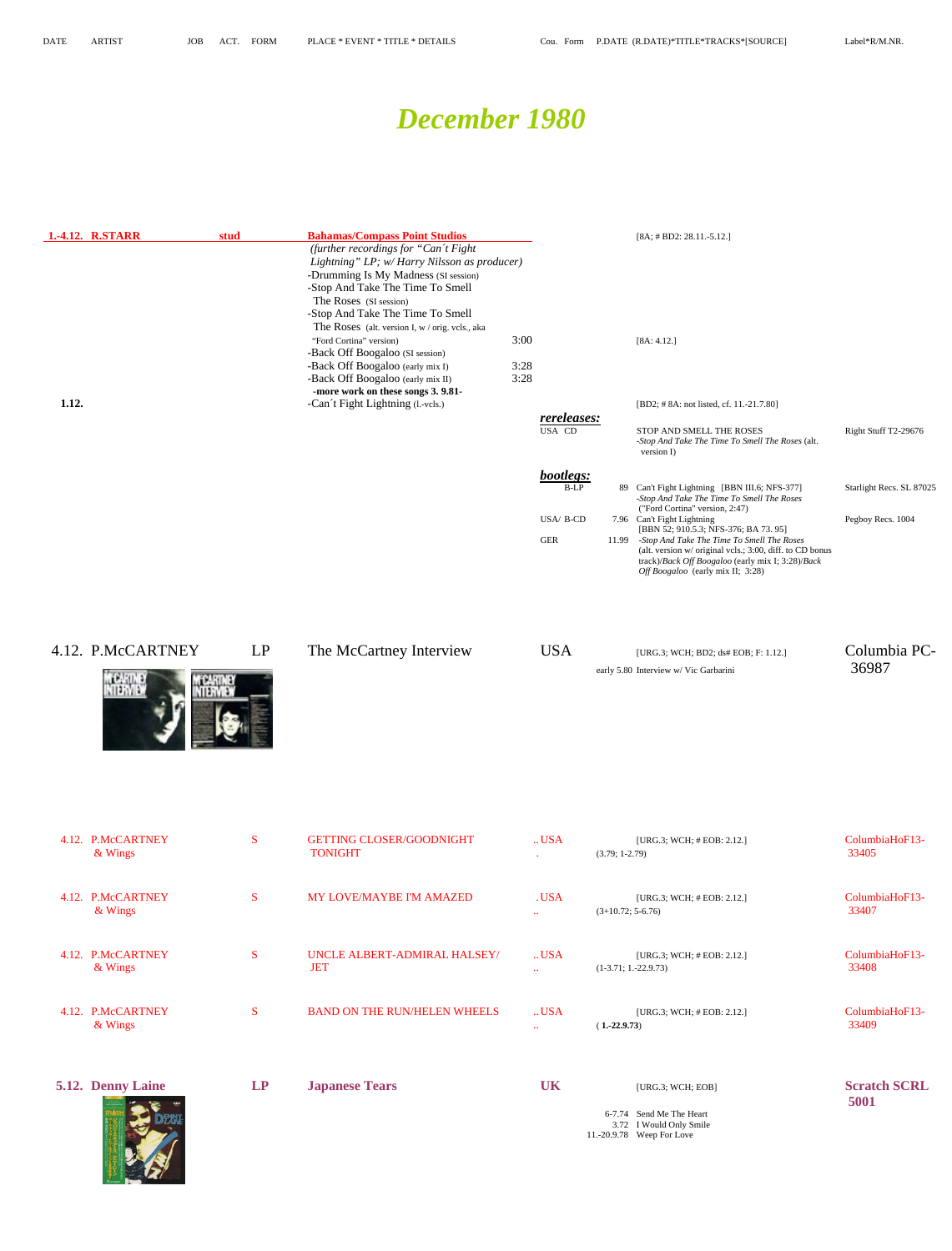| DATE | ARTIST | JOB | ACT. | FORM | PLACE * EVENT * TITLE * DETAILS | Cou. | Form | P.DATE (R.DATE)*TITLE*TRACKS*[SOURCE] | Label*R/M.NR. |
|---|---|---|---|---|---|---|---|---|---|

# December 1980

| DATE | ARTIST | JOB | FORM | PLACE * EVENT * TITLE * DETAILS | Cou. | Form | P.DATE (R.DATE)*TITLE*TRACKS*[SOURCE] | Label*R/M.NR. |
|---|---|---|---|---|---|---|---|---|
| 1.-4.12. | R.STARR | stud | | **Bahamas/Compass Point Studios** | | | [8A; # BD2: 28.11.-5.12.] | |
| | | | | *(further recordings for "Can´t Fight Lightning" LP; w/ Harry Nilsson as producer)* | | | | |
| | | | | -Drumming Is My Madness (SI session) | | | | |
| | | | | -Stop And Take The Time To Smell The Roses (SI session) | | | | |
| | | | | -Stop And Take The Time To Smell The Roses (alt. version I, w / orig. vcls., aka "Ford Cortina" version) 3:00 | | | [8A: 4.12.] | |
| | | | | -Back Off Boogaloo (SI session) | | | | |
| | | | | -Back Off Boogaloo (early mix I) 3:28 | | | | |
| | | | | -Back Off Boogaloo (early mix II) 3:28 | | | | |
| | | | | **-more work on these songs 3. 9.81-** | | | | |
| 1.12. | | | | -Can´t Fight Lightning (l.-vcls.) | | | [BD2; # 8A: not listed, cf. 11.-21.7.80] | |
| | | | | | ***rereleases:*** | | | |
| | | | | | USA | CD | STOP AND SMELL THE ROSES -*Stop And Take The Time To Smell The Roses* (alt. version I) | Right Stuff T2-29676 |
| | | | | | ***bootlegs:*** | | | |
| | | | | | | B-LP | 89 Can't Fight Lightning [BBN III.6; NFS-377] -*Stop And Take The Time To Smell The Roses* ("Ford Cortina" version, 2:47) | Starlight Recs. SL 87025 |
| | | | | | USA/ GER | B-CD | 7.96 Can't Fight Lightning [BBN 52; 910.5.3; NFS-376; BA 73. 95] 11.99 -*Stop And Take The Time To Smell The Roses* (alt. version w/ original vcls.; 3:00, diff. to CD bonus track)/*Back Off Boogaloo* (early mix I; 3:28)/*Back Off Boogaloo* (early mix II; 3:28) | Pegboy Recs. 1004 |
| 4.12. | P.McCARTNEY | | LP | The McCartney Interview | USA | | [URG.3; WCH; BD2; ds# EOB; F: 1.12.] early 5.80 Interview w/ Vic Garbarini | Columbia PC-36987 |
| 4.12. | P.McCARTNEY & Wings | | S | GETTING CLOSER/GOODNIGHT TONIGHT | ..USA . | | [URG.3; WCH; # EOB: 2.12.] (3.79; 1-2.79) | ColumbiaHoF13-33405 |
| 4.12. | P.McCARTNEY & Wings | | S | MY LOVE/MAYBE I'M AMAZED | .USA .. | | [URG.3; WCH; # EOB: 2.12.] (3+10.72; 5-6.76) | ColumbiaHoF13-33407 |
| 4.12. | P.McCARTNEY & Wings | | S | UNCLE ALBERT-ADMIRAL HALSEY/ JET | ..USA .. | | [URG.3; WCH; # EOB: 2.12.] (1-3.71; 1.-22.9.73) | ColumbiaHoF13-33408 |
| 4.12. | P.McCARTNEY & Wings | | S | BAND ON THE RUN/HELEN WHEELS | ..USA .. | | [URG.3; WCH; # EOB: 2.12.] (**1.-22.9.73**) | ColumbiaHoF13-33409 |
| **5.12.** | **Denny Laine** | | **LP** | **Japanese Tears** | **UK** | | [URG.3; WCH; EOB] 6-7.74 Send Me The Heart; 3.72 I Would Only Smile; 11.-20.9.78 Weep For Love | **Scratch SCRL 5001** |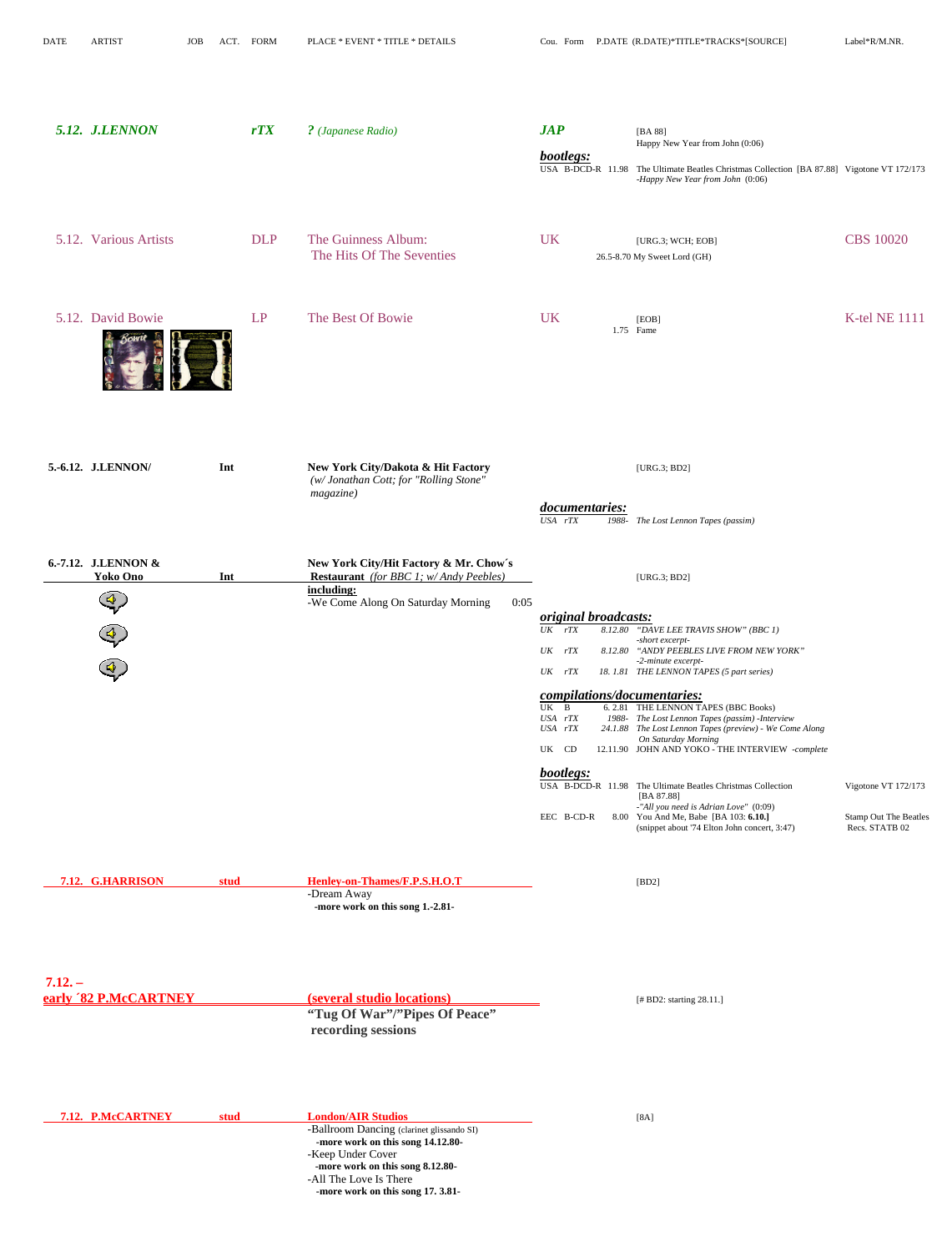| DATE | ARTIST | JOB | ACT. | FORM | PLACE * EVENT * TITLE * DETAILS | Cou. | Form | P.DATE (R.DATE)*TITLE*TRACKS*[SOURCE] | Label*R/M.NR. |
|---|---|---|---|---|---|---|---|---|---|
| 5.12. | J.LENNON | | | rTX | ? (Japanese Radio) | JAP | | [BA 88] Happy New Year from John (0:06) | |
| | | | | | | *bootlegs:* | | | |
| | | | | | | USA | B-DCD-R | 11.98 The Ultimate Beatles Christmas Collection [BA 87.88] -Happy New Year from John (0:06) | Vigotone VT 172/173 |
| 5.12. | Various Artists | | | DLP | The Guinness Album: The Hits Of The Seventies | UK | | [URG.3; WCH; EOB] 26.5-8.70 My Sweet Lord (GH) | CBS 10020 |
| 5.12. | David Bowie | | | LP | The Best Of Bowie | UK | | [EOB] 1.75 Fame | K-tel NE 1111 |
| 5.-6.12. | J.LENNON/ | Int | | | **New York City/Dakota & Hit Factory** (w/ Jonathan Cott; for "Rolling Stone" magazine) | | | [URG.3; BD2] | |
| | | | | | | *documentaries:* | | | |
| | | | | | | USA | rTX | 1988- The Lost Lennon Tapes (passim) | |
| 6.-7.12. | J.LENNON & Yoko Ono | Int | | | **New York City/Hit Factory & Mr. Chow´s Restaurant** (for BBC 1; w/ Andy Peebles) | | | [URG.3; BD2] | |
| | | | | | **including:** -We Come Along On Saturday Morning 0:05 | | | | |
| | | | | | | *original broadcasts:* | | | |
| | | | | | | UK | rTX | 8.12.80 "DAVE LEE TRAVIS SHOW" (BBC 1) -short excerpt- | |
| | | | | | | UK | rTX | 8.12.80 "ANDY PEEBLES LIVE FROM NEW YORK" -2-minute excerpt- | |
| | | | | | | UK | rTX | 18. 1.81 THE LENNON TAPES (5 part series) | |
| | | | | | | *compilations/documentaries:* | | | |
| | | | | | | UK | B | 6. 2.81 THE LENNON TAPES (BBC Books) | |
| | | | | | | USA | rTX | 1988- The Lost Lennon Tapes (passim) -Interview | |
| | | | | | | USA | rTX | 24.1.88 The Lost Lennon Tapes (preview) - We Come Along On Saturday Morning | |
| | | | | | | UK | CD | 12.11.90 JOHN AND YOKO - THE INTERVIEW -complete | |
| | | | | | | *bootlegs:* | | | |
| | | | | | | USA | B-DCD-R | 11.98 The Ultimate Beatles Christmas Collection [BA 87.88] -"All you need is Adrian Love" (0:09) | Vigotone VT 172/173 |
| | | | | | | EEC | B-CD-R | 8.00 You And Me, Babe [BA 103: **6.10.**] (snippet about '74 Elton John concert, 3:47) | Stamp Out The Beatles Recs. STATB 02 |
| 7.12. | G.HARRISON | stud | | | **Henley-on-Thames/F.P.S.H.O.T** | | | [BD2] | |
| | | | | | -Dream Away **-more work on this song 1.-2.81-** | | | | |
| 7.12. – early ´82 | P.McCARTNEY | | | | **(several studio locations)** **"Tug Of War"/"Pipes Of Peace" recording sessions** | | | [# BD2: starting 28.11.] | |
| 7.12. | P.McCARTNEY | stud | | | **London/AIR Studios** | | | [8A] | |
| | | | | | -Ballroom Dancing (clarinet glissando SI) **-more work on this song 14.12.80-** | | | | |
| | | | | | -Keep Under Cover **-more work on this song 8.12.80-** | | | | |
| | | | | | -All The Love Is There **-more work on this song 17. 3.81-** | | | | |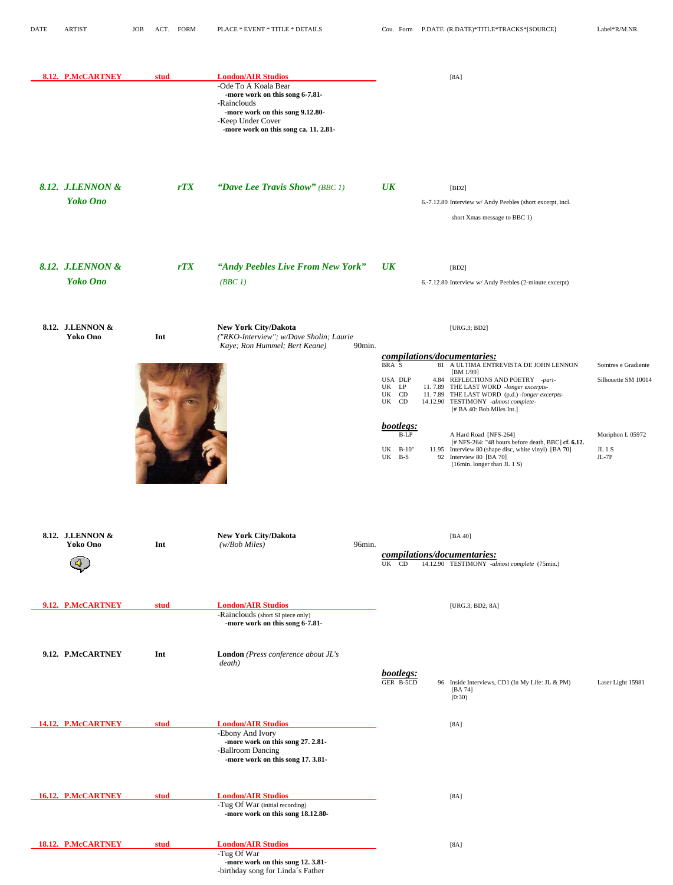| DATE | ARTIST | JOB | ACT. | FORM | PLACE * EVENT * TITLE * DETAILS | Cou. | Form | P.DATE | (R.DATE)*TITLE*TRACKS*[SOURCE] | Label*R/M.NR. |
|---|---|---|---|---|---|---|---|---|---|---|

**8.12. P.McCARTNEY** — stud — **London/AIR Studios** — [8A]

- -Ode To A Koala Bear
  - **-more work on this song 6-7.81-**
- -Rainclouds
  - **-more work on this song 9.12.80-**
- -Keep Under Cover
  - **-more work on this song ca. 11. 2.81-**

***8.12. J.LENNON & Yoko Ono*** — ***rTX*** — ***"Dave Lee Travis Show"*** *(BBC 1)* — ***UK*** — [BD2]

6.-7.12.80 Interview w/ Andy Peebles (short excerpt, incl. short Xmas message to BBC 1)

***8.12. J.LENNON & Yoko Ono*** — ***rTX*** — ***"Andy Peebles Live From New York"*** *(BBC 1)* — ***UK*** — [BD2]

6.-7.12.80 Interview w/ Andy Peebles (2-minute excerpt)

**8.12. J.LENNON & Yoko Ono** — **Int** — **New York City/Dakota** — *("RKO-Interview"; w/Dave Sholin; Laurie Kaye; Ron Hummel; Bert Keane)* 90min. — [URG.3; BD2]

***compilations/documentaries:***

| Cou. | Form | P.DATE | TITLE | Label |
|---|---|---|---|---|
| BRA | S | 81 | A ULTIMA ENTREVISTA DE JOHN LENNON [BM 1/99] | Somtres e Gradiente |
| USA | DLP | 4.84 | REFLECTIONS AND POETRY *-part-* | Silhouette SM 10014 |
| UK | LP | 11. 7.89 | THE LAST WORD *-longer excerpts-* | |
| UK | CD | 11. 7.89 | THE LAST WORD (p.d.) *-longer excerpts-* | |
| UK | CD | 14.12.90 | TESTIMONY *-almost complete-* [# BA 40: Bob Miles Int.] | |

***bootlegs:***

| Cou. | Form | P.DATE | TITLE | Label |
|---|---|---|---|---|
| | B-LP | | A Hard Road [NFS-264] [# NFS-264: "48 hours before death, BBC] **cf. 6.12.** | Moriphon L 05972 |
| UK | B-10" | 11.95 | Interview 80 (shape disc, white vinyl) [BA 70] | JL 1 S |
| UK | B-S | 92 | Interview 80 [BA 70] (16min. longer than JL 1 S) | JL-7P |

**8.12. J.LENNON & Yoko Ono** — **Int** — **New York City/Dakota** — *(w/Bob Miles)* 96min. — [BA 40]

***compilations/documentaries:***

| Cou. | Form | P.DATE | TITLE | Label |
|---|---|---|---|---|
| UK | CD | 14.12.90 | TESTIMONY *-almost complete* (75min.) | |

**9.12. P.McCARTNEY** — stud — **London/AIR Studios** — [URG.3; BD2; 8A]

- -Rainclouds (short SI piece only)
  - **-more work on this song 6-7.81-**

**9.12. P.McCARTNEY** — **Int** — **London** *(Press conference about JL's death)*

***bootlegs:***

| Cou. | Form | P.DATE | TITLE | Label |
|---|---|---|---|---|
| GER | B-5CD | 96 | Inside Interviews, CD1 (In My Life: JL & PM) [BA 74] (0:30) | Laser Light 15981 |

**14.12. P.McCARTNEY** — stud — **London/AIR Studios** — [8A]

- -Ebony And Ivory
  - **-more work on this song 27. 2.81-**
- -Ballroom Dancing
  - **-more work on this song 17. 3.81-**

**16.12. P.McCARTNEY** — stud — **London/AIR Studios** — [8A]

- -Tug Of War (initial recording)
  - **-more work on this song 18.12.80-**

**18.12. P.McCARTNEY** — stud — **London/AIR Studios** — [8A]

- -Tug Of War
  - **-more work on this song 12. 3.81-**
- -birthday song for Linda´s Father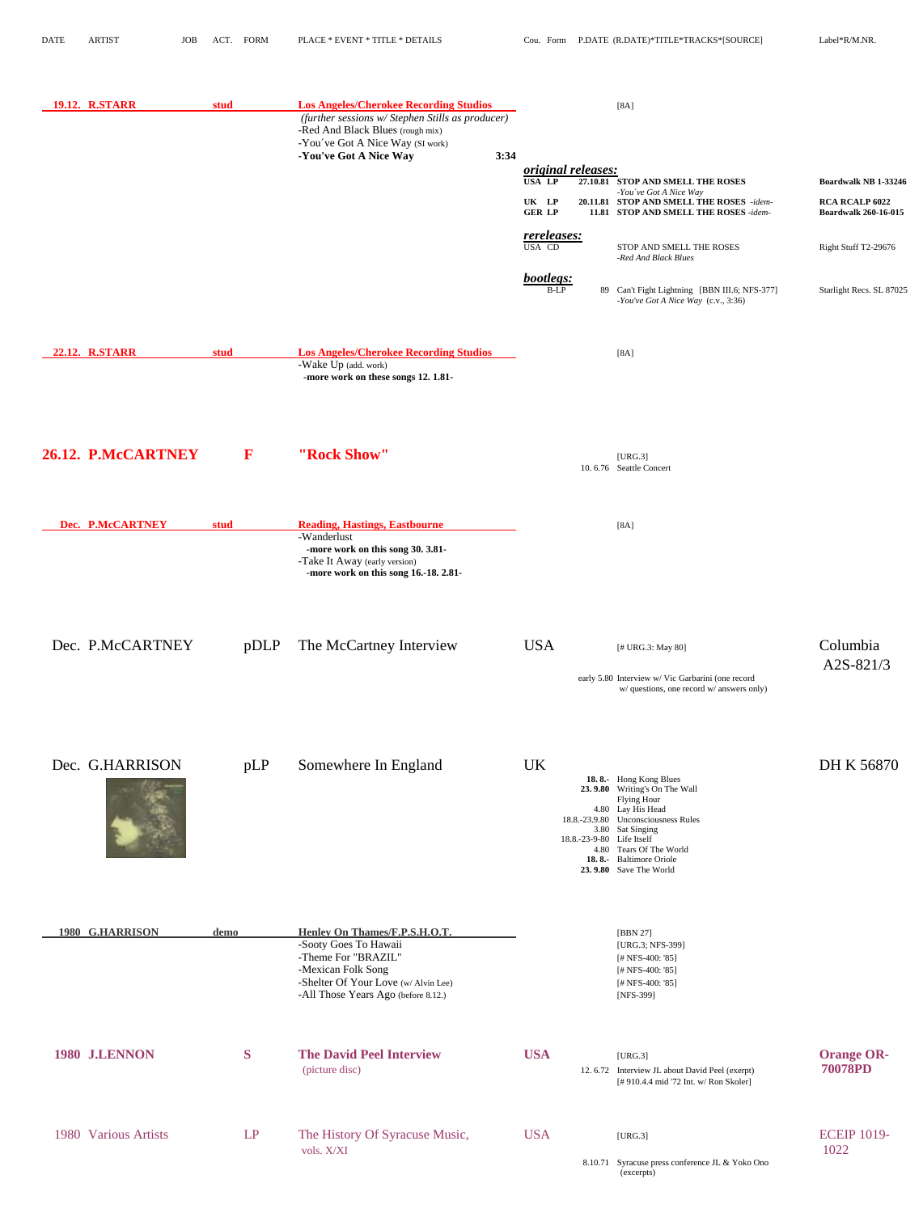| DATE | ARTIST | JOB | ACT. | FORM | PLACE * EVENT * TITLE * DETAILS | Cou. | Form | P.DATE (R.DATE)*TITLE*TRACKS*[SOURCE] | Label*R/M.NR. |
|---|---|---|---|---|---|---|---|---|---|
| **19.12.** | **R.STARR** | **stud** | | | **Los Angeles/Cherokee Recording Studios** | | | [8A] | |
| | | | | | *(further sessions w/ Stephen Stills as producer)* | | | | |
| | | | | | -Red And Black Blues (rough mix) | | | | |
| | | | | | -You´ve Got A Nice Way (SI work) | | | | |
| | | | | | **-You've Got A Nice Way 3:34** | | | | |
| | | | | | | ***original releases:*** | | | |
| | | | | | | **USA** | **LP** | **27.10.81 STOP AND SMELL THE ROSES** *-You´ve Got A Nice Way* | **Boardwalk NB 1-33246** |
| | | | | | | **UK** | **LP** | **20.11.81 STOP AND SMELL THE ROSES** *-idem-* | **RCA RCALP 6022** |
| | | | | | | **GER** | **LP** | **11.81 STOP AND SMELL THE ROSES** *-idem-* | **Boardwalk 260-16-015** |
| | | | | | | ***rereleases:*** | | | |
| | | | | | | USA | CD | STOP AND SMELL THE ROSES *-Red And Black Blues* | Right Stuff T2-29676 |
| | | | | | | ***bootlegs:*** | | | |
| | | | | | | | B-LP | 89 Can't Fight Lightning [BBN III.6; NFS-377] *-You've Got A Nice Way* (c.v., 3:36) | Starlight Recs. SL 87025 |
| **22.12.** | **R.STARR** | **stud** | | | **Los Angeles/Cherokee Recording Studios** | | | [8A] | |
| | | | | | -Wake Up (add. work) | | | | |
| | | | | | **-more work on these songs 12. 1.81-** | | | | |
| **26.12.** | **P.McCARTNEY** | | | **F** | **"Rock Show"** | | | [URG.3] | |
| | | | | | | | | 10. 6.76 Seattle Concert | |
| **Dec.** | **P.McCARTNEY** | **stud** | | | **Reading, Hastings, Eastbourne** | | | [8A] | |
| | | | | | -Wanderlust | | | | |
| | | | | | **-more work on this song 30. 3.81-** | | | | |
| | | | | | -Take It Away (early version) | | | | |
| | | | | | **-more work on this song 16.-18. 2.81-** | | | | |
| Dec. | P.McCARTNEY | | | pDLP | The McCartney Interview | USA | | [# URG.3: May 80] | Columbia A2S-821/3 |
| | | | | | | | | early 5.80 Interview w/ Vic Garbarini (one record w/ questions, one record w/ answers only) | |
| Dec. | G.HARRISON | | | pLP | Somewhere In England | UK | | **18. 8.- 23. 9.80** Hong Kong Blues | DH K 56870 |
| | | | | | | | | **18. 8.- 23. 9.80** Writing's On The Wall | |
| | | | | | | | | Flying Hour | |
| | | | | | | | | 4.80 Lay His Head | |
| | | | | | | | | 18.8.-23.9.80 Unconsciousness Rules | |
| | | | | | | | | 3.80 Sat Singing | |
| | | | | | | | | 18.8.-23-9-80 Life Itself | |
| | | | | | | | | 4.80 Tears Of The World | |
| | | | | | | | | **18. 8.- 23. 9.80** Baltimore Oriole | |
| | | | | | | | | **18. 8.- 23. 9.80** Save The World | |
| **1980** | **G.HARRISON** | **demo** | | | **Henley On Thames/F.P.S.H.O.T.** | | | [BBN 27] | |
| | | | | | -Sooty Goes To Hawaii | | | [URG.3; NFS-399] | |
| | | | | | -Theme For "BRAZIL" | | | [# NFS-400: '85] | |
| | | | | | -Mexican Folk Song | | | [# NFS-400: '85] | |
| | | | | | -Shelter Of Your Love (w/ Alvin Lee) | | | [# NFS-400: '85] | |
| | | | | | -All Those Years Ago (before 8.12.) | | | [NFS-399] | |
| **1980** | **J.LENNON** | | | **S** | **The David Peel Interview** (picture disc) | **USA** | | [URG.3] | **Orange OR-70078PD** |
| | | | | | | | | 12. 6.72 Interview JL about David Peel (exerpt) [# 910.4.4 mid '72 Int. w/ Ron Skoler] | |
| 1980 | Various Artists | | | LP | The History Of Syracuse Music, vols. X/XI | USA | | [URG.3] | ECEIP 1019-1022 |
| | | | | | | | | 8.10.71 Syracuse press conference JL & Yoko Ono (excerpts) | |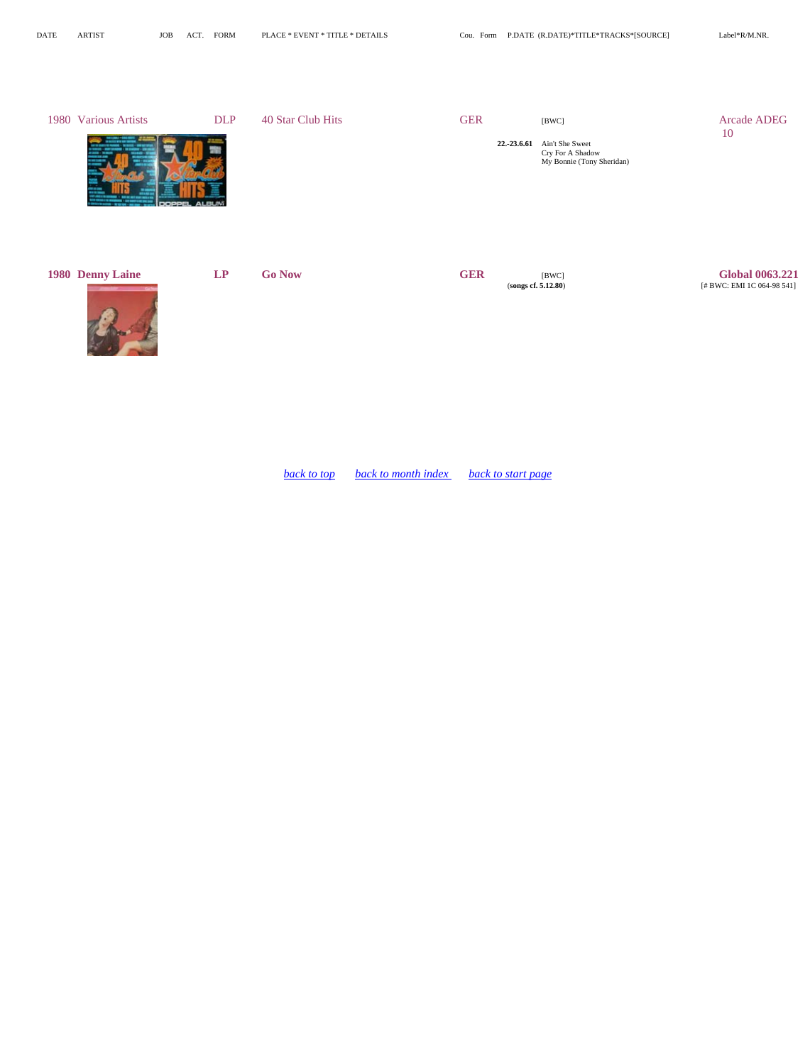| DATE | ARTIST | JOB | ACT. | FORM | PLACE * EVENT * TITLE * DETAILS | Cou. | Form | P.DATE | (R.DATE)*TITLE*TRACKS*[SOURCE] | Label*R/M.NR. |
| --- | --- | --- | --- | --- | --- | --- | --- | --- | --- | --- |
| 1980 | Various Artists | | | DLP | 40 Star Club Hits | GER | | | [BWC] | Arcade ADEG 10 |
| | | | | | | | | 22.-23.6.61 | Ain't She Sweet<br>Cry For A Shadow<br>My Bonnie (Tony Sheridan) | |
| **1980** | **Denny Laine** | | | **LP** | **Go Now** | **GER** | | | [BWC]<br>(**songs cf. 5.12.80**) | **Global 0063.221**<br>[# BWC: EMI 1C 064-98 541] |

*back to top* *back to month index* *back to start page*